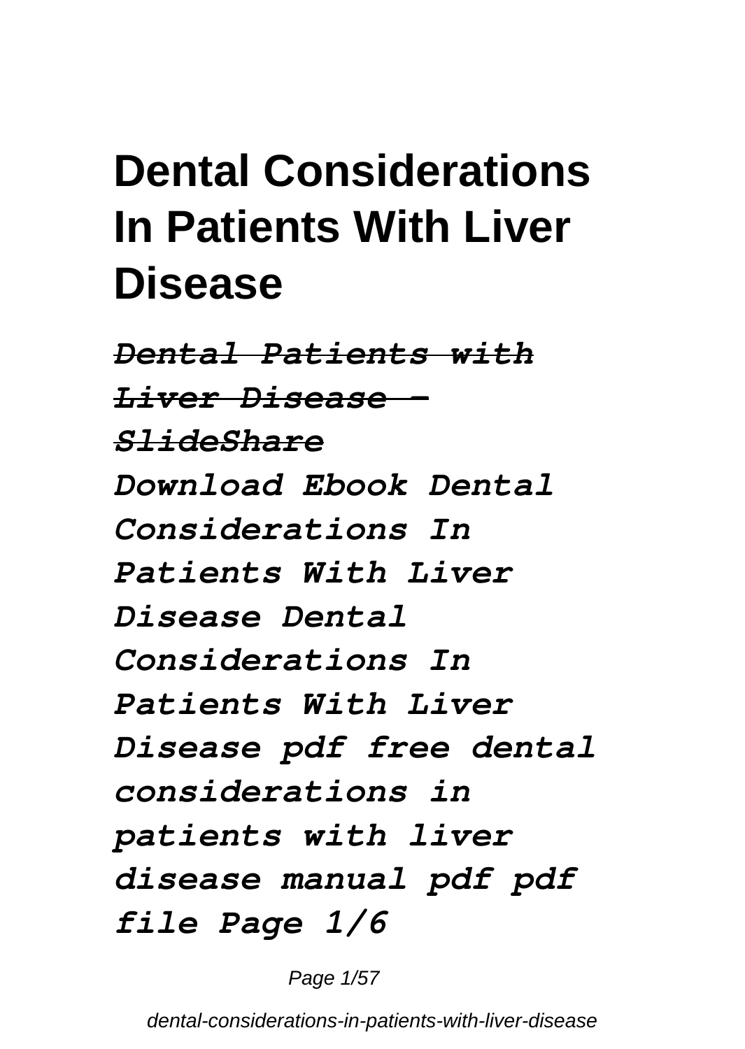# Dental Considerations In Patients With Liver Disease

***Dental Patients with Liver Disease - SlideShare***

***Download Ebook Dental Considerations In Patients With Liver Disease Dental Considerations In Patients With Liver Disease pdf free dental considerations in patients with liver disease manual pdf pdf file Page 1/6***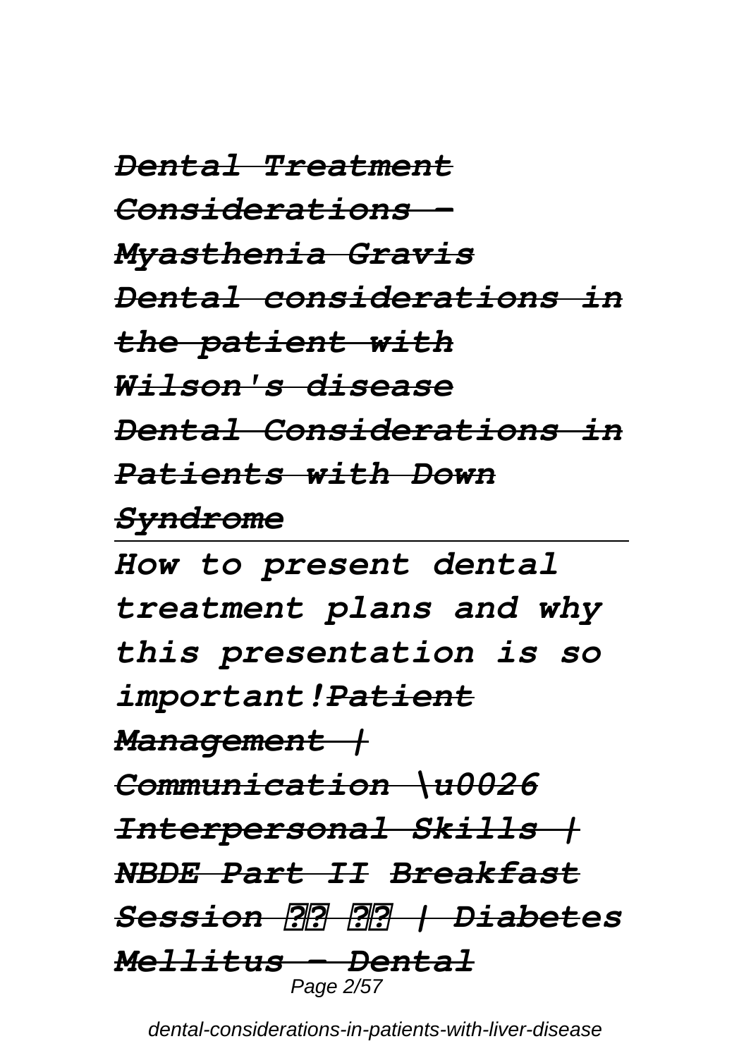*~~Dental Treatment Considerations - Myasthenia Gravis~~*
*~~Dental considerations in the patient with Wilson's disease~~*
*~~Dental Considerations in Patients with Down Syndrome~~*

---

*How to present dental treatment plans and why this presentation is so important!~~Patient Management | Communication \u0026 Interpersonal Skills | NBDE Part II~~ ~~Breakfast Session ?? ?? | Diabetes Mellitus - Dental~~*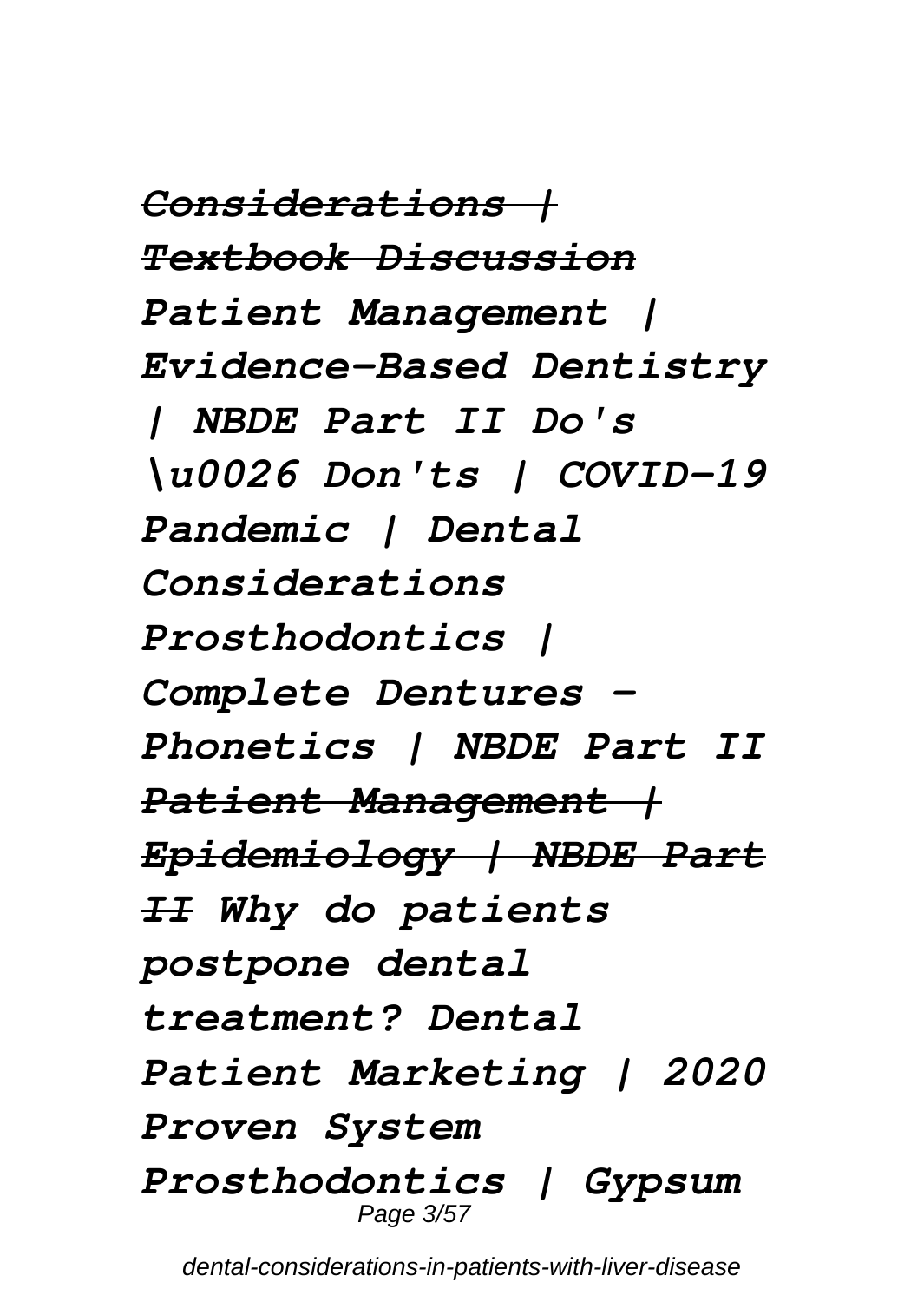~~*Considerations | Textbook Discussion*~~ *Patient Management | Evidence-Based Dentistry | NBDE Part II Do's \u0026 Don'ts | COVID-19 Pandemic | Dental Considerations Prosthodontics | Complete Dentures - Phonetics | NBDE Part II* ~~*Patient Management | Epidemiology | NBDE Part II*~~ *Why do patients postpone dental treatment? Dental Patient Marketing | 2020 Proven System Prosthodontics | Gypsum*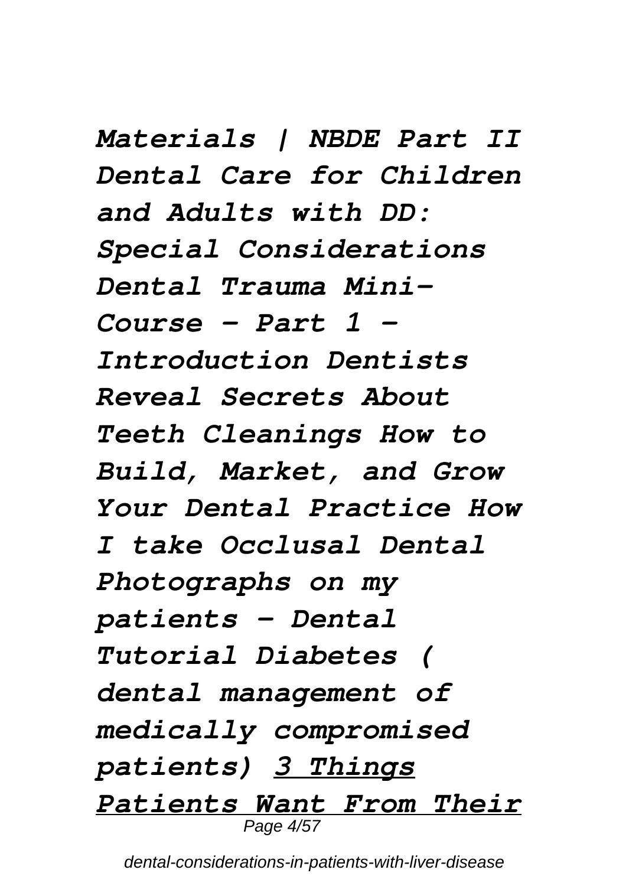*Materials | NBDE Part II Dental Care for Children and Adults with DD: Special Considerations Dental Trauma Mini-Course - Part 1 - Introduction Dentists Reveal Secrets About Teeth Cleanings How to Build, Market, and Grow Your Dental Practice How I take Occlusal Dental Photographs on my patients - Dental Tutorial Diabetes ( dental management of medically compromised patients)* ***3 Things Patients Want From Their***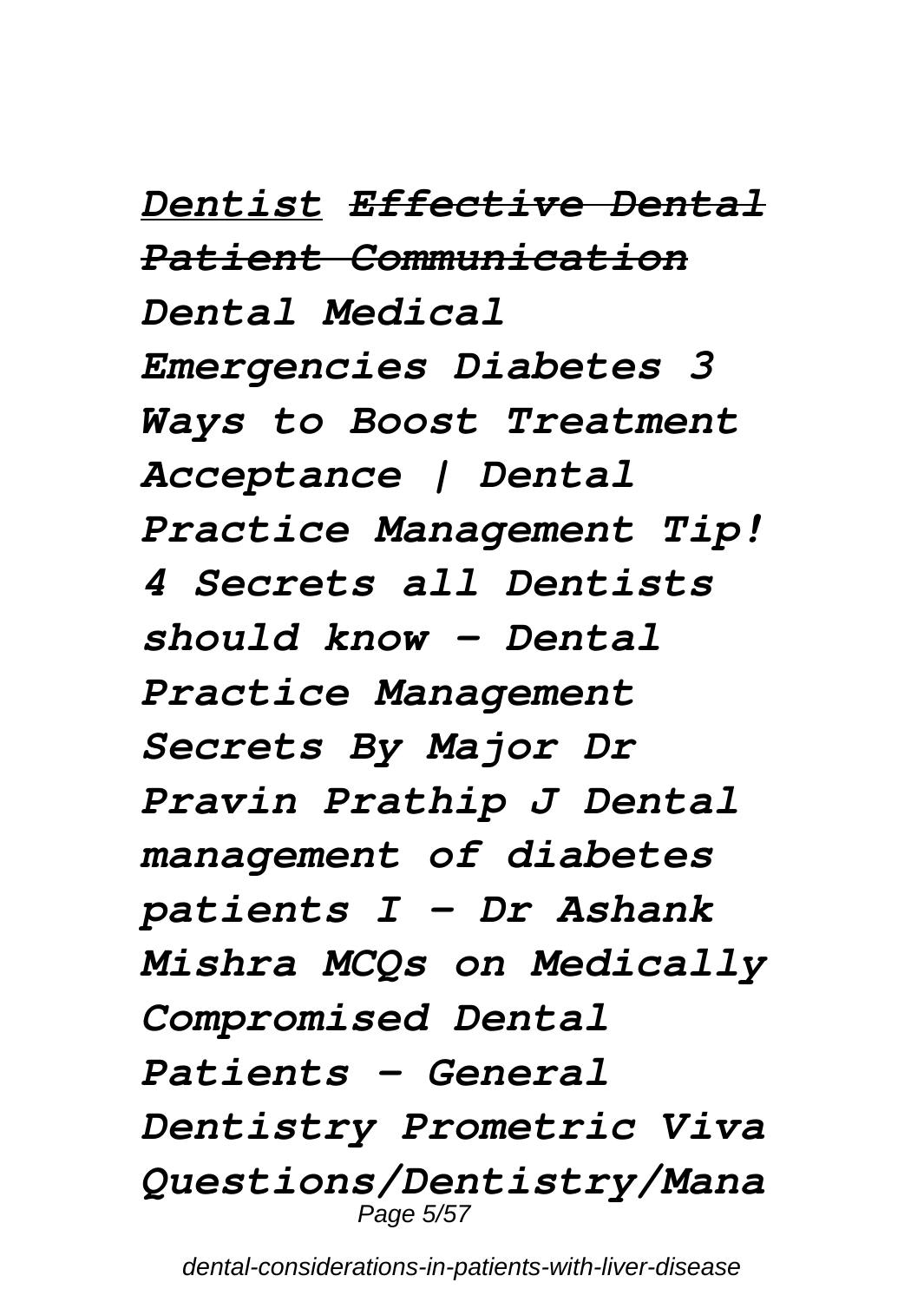*Dentist* ***~~Effective Dental Patient Communication~~*** ***Dental Medical Emergencies Diabetes 3 Ways to Boost Treatment Acceptance | Dental Practice Management Tip! 4 Secrets all Dentists should know - Dental Practice Management Secrets By Major Dr Pravin Prathip J Dental management of diabetes patients I - Dr Ashank Mishra MCQs on Medically Compromised Dental Patients - General Dentistry Prometric Viva Questions/Dentistry/Mana***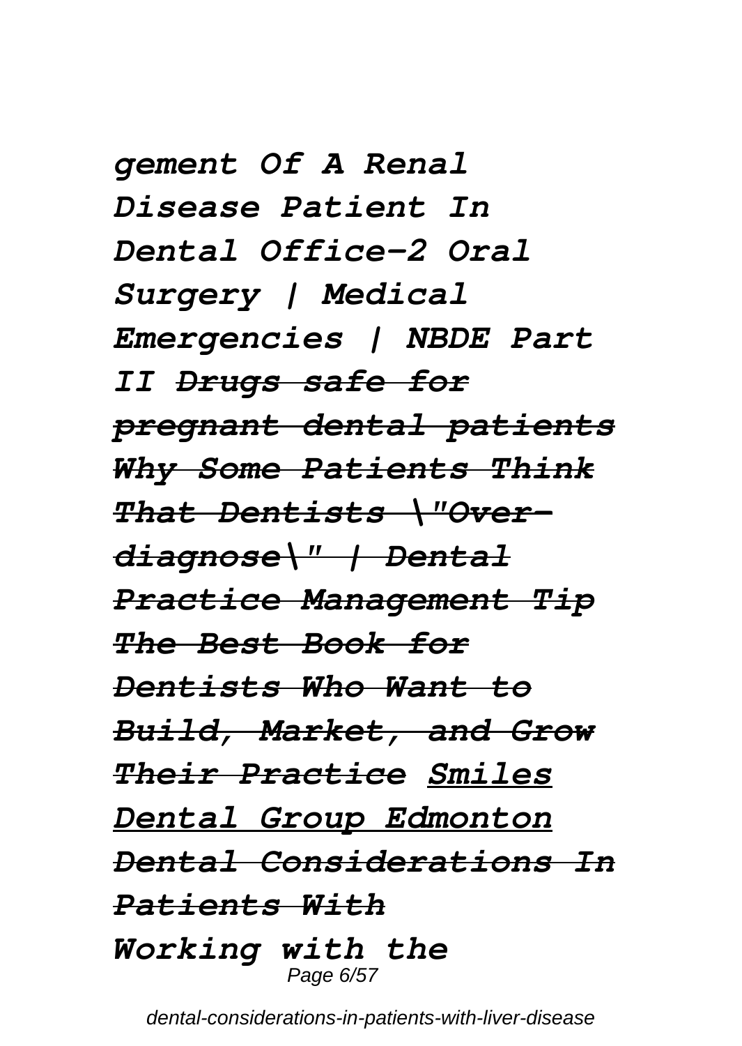*gement Of A Renal Disease Patient In Dental Office-2 Oral Surgery | Medical Emergencies | NBDE Part II* ~~*Drugs safe for pregnant dental patients*~~ ~~*Why Some Patients Think That Dentists \"Over-diagnose\" | Dental Practice Management Tip*~~ ~~*The Best Book for Dentists Who Want to Build, Market, and Grow Their Practice*~~ *Smiles Dental Group Edmonton* ~~*Dental Considerations In Patients With*~~

*Working with the*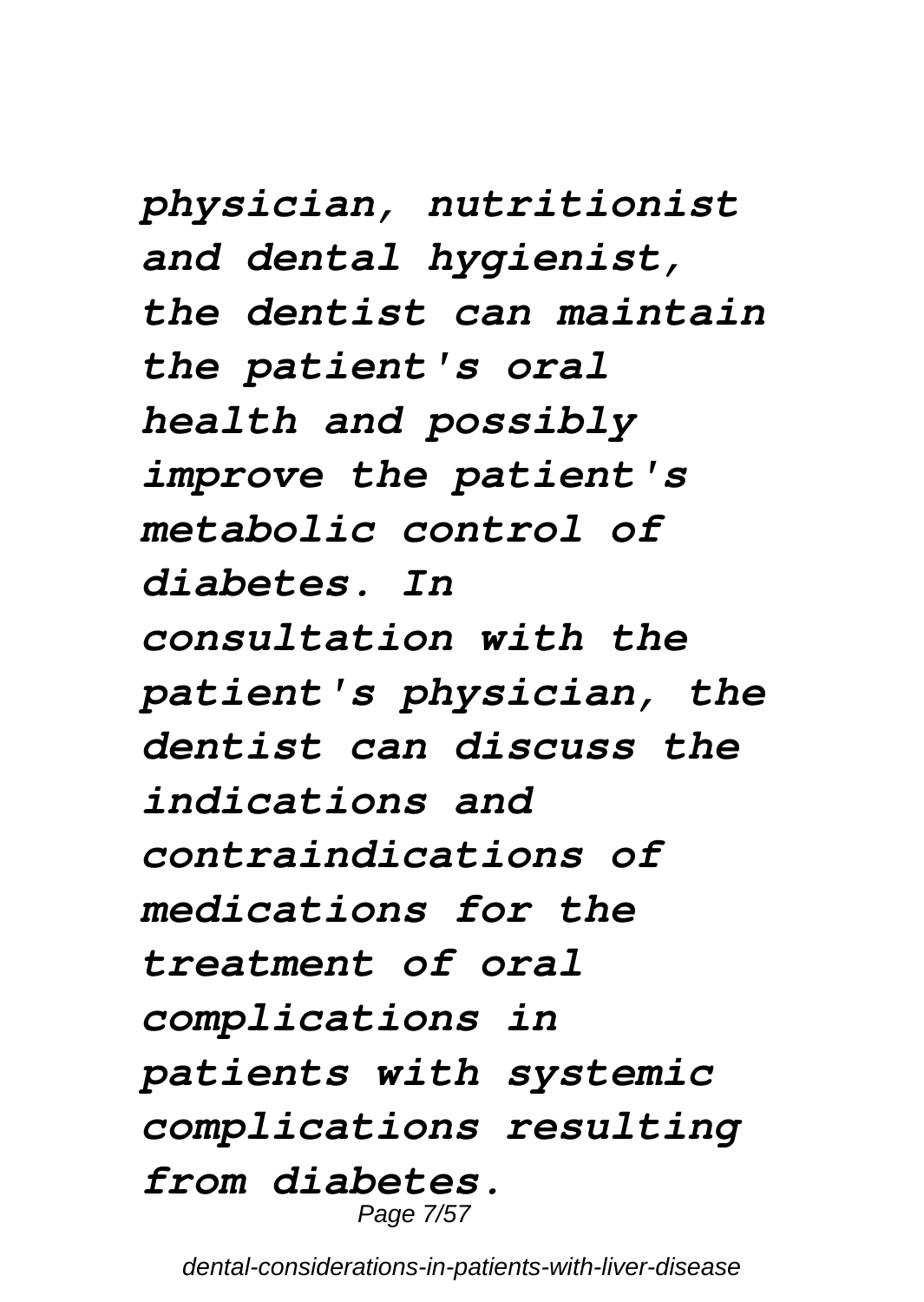*physician, nutritionist and dental hygienist, the dentist can maintain the patient's oral health and possibly improve the patient's metabolic control of diabetes. In consultation with the patient's physician, the dentist can discuss the indications and contraindications of medications for the treatment of oral complications in patients with systemic complications resulting from diabetes.*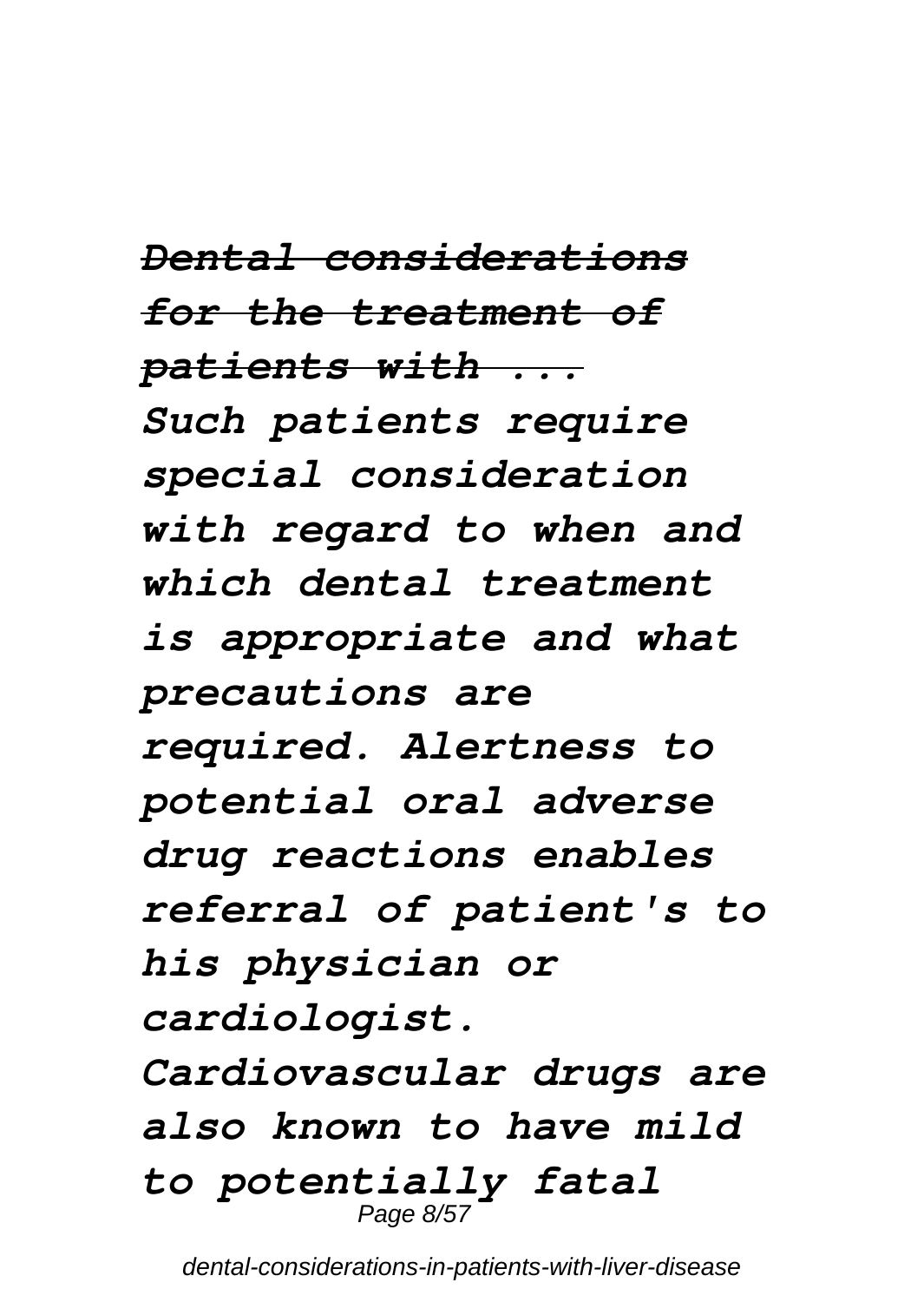***Dental considerations for the treatment of patients with ...***

*Such patients require special consideration with regard to when and which dental treatment is appropriate and what precautions are required. Alertness to potential oral adverse drug reactions enables referral of patient's to his physician or cardiologist. Cardiovascular drugs are also known to have mild to potentially fatal*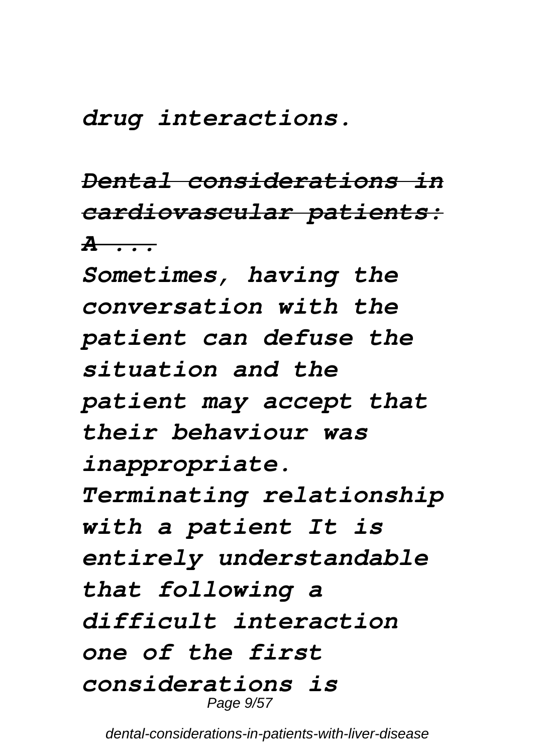*drug interactions.*

***~~Dental considerations in cardiovascular patients: A ...~~***

***Sometimes, having the conversation with the patient can defuse the situation and the patient may accept that their behaviour was inappropriate. Terminating relationship with a patient It is entirely understandable that following a difficult interaction one of the first considerations is***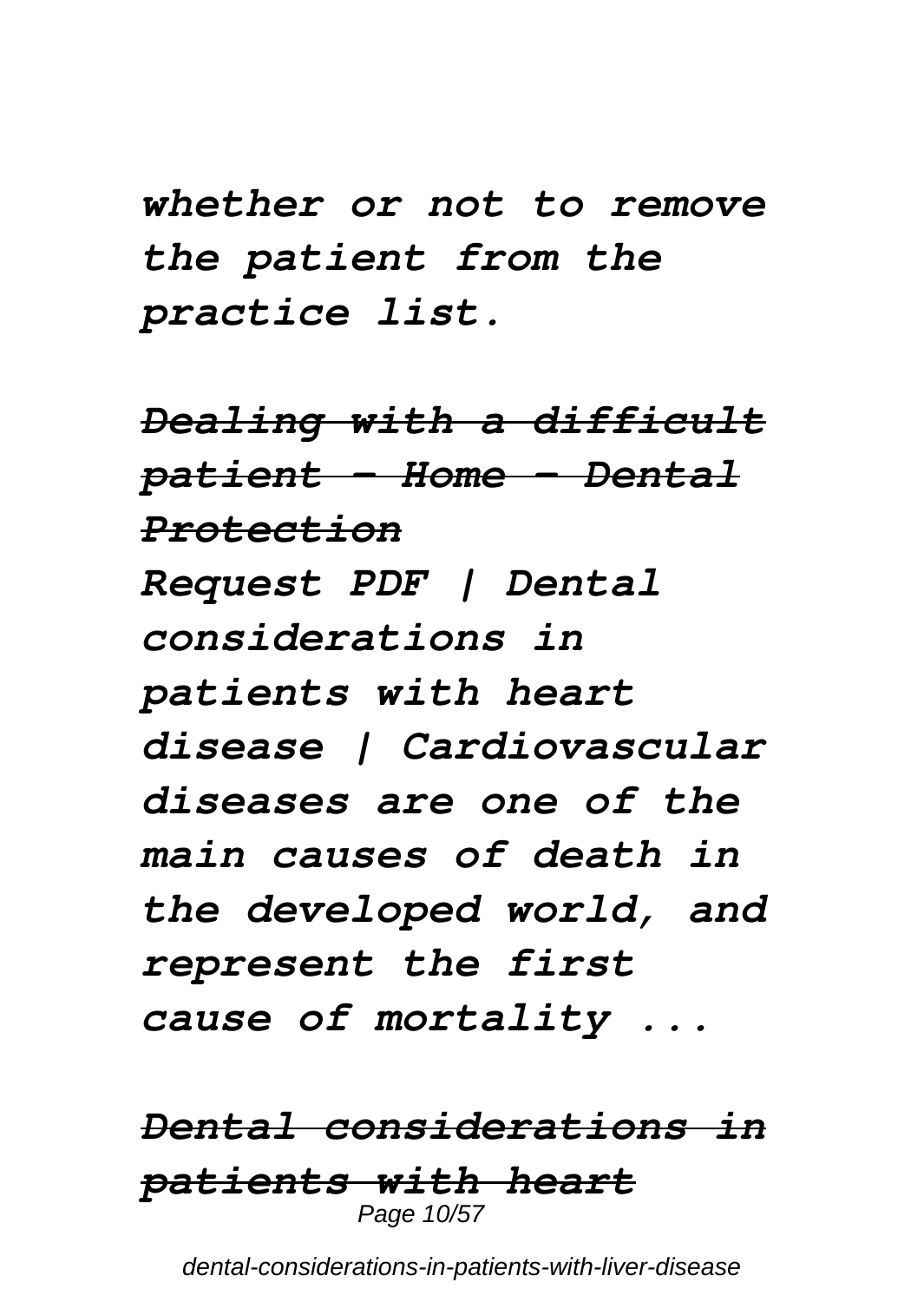*whether or not to remove the patient from the practice list.*

~~*Dealing with a difficult patient - Home - Dental Protection*~~

*Request PDF | Dental considerations in patients with heart disease | Cardiovascular diseases are one of the main causes of death in the developed world, and represent the first cause of mortality ...*

~~*Dental considerations in patients with heart*~~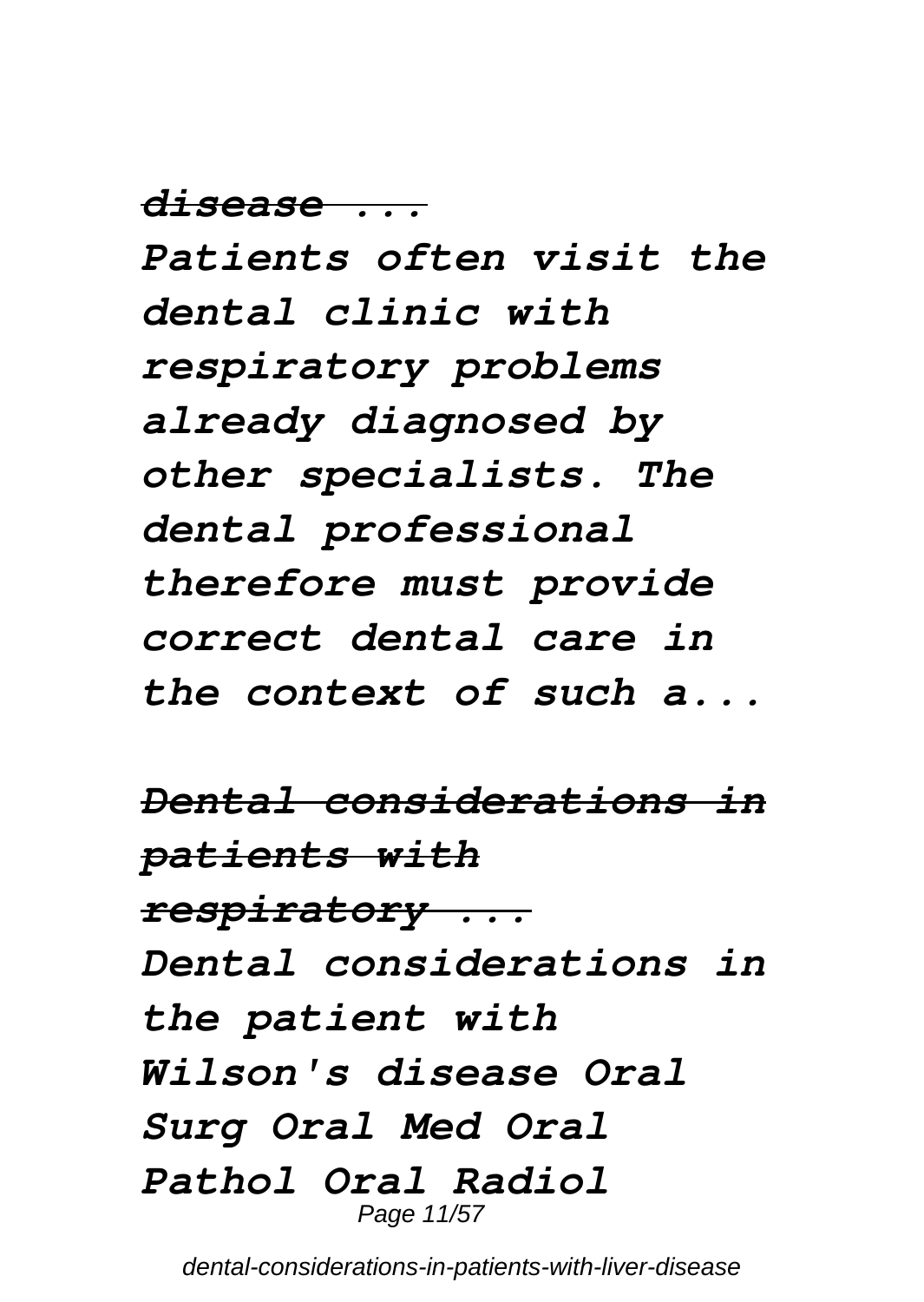*disease ...*

*Patients often visit the dental clinic with respiratory problems already diagnosed by other specialists. The dental professional therefore must provide correct dental care in the context of such a...*

*Dental considerations in patients with respiratory ...*

*Dental considerations in the patient with Wilson's disease Oral Surg Oral Med Oral Pathol Oral Radiol*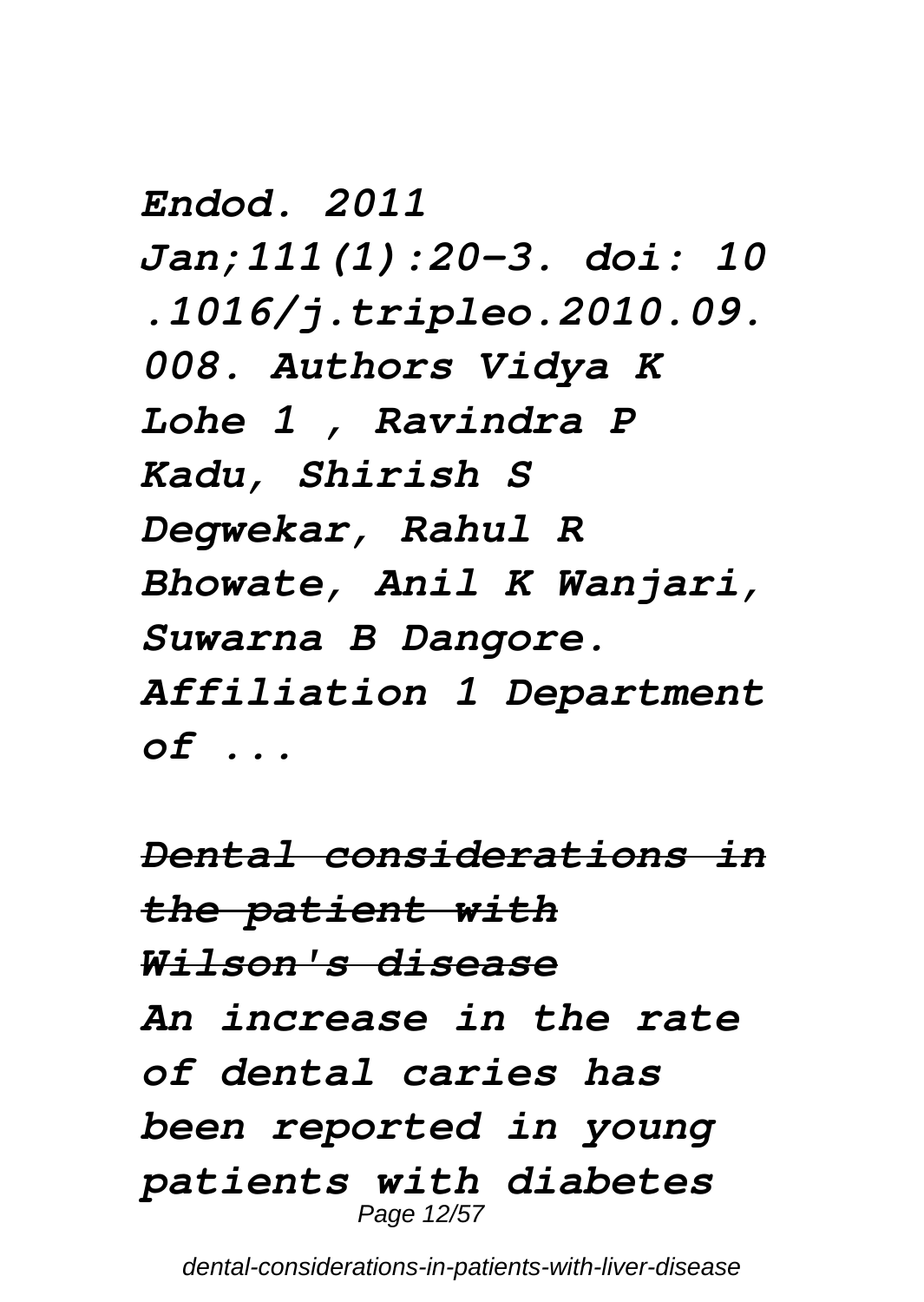*Endod. 2011 Jan;111(1):20-3. doi: 10 .1016/j.tripleo.2010.09. 008. Authors Vidya K Lohe 1 , Ravindra P Kadu, Shirish S Degwekar, Rahul R Bhowate, Anil K Wanjari, Suwarna B Dangore. Affiliation 1 Department of ...*

***Dental considerations in the patient with Wilson's disease***

*An increase in the rate of dental caries has been reported in young patients with diabetes*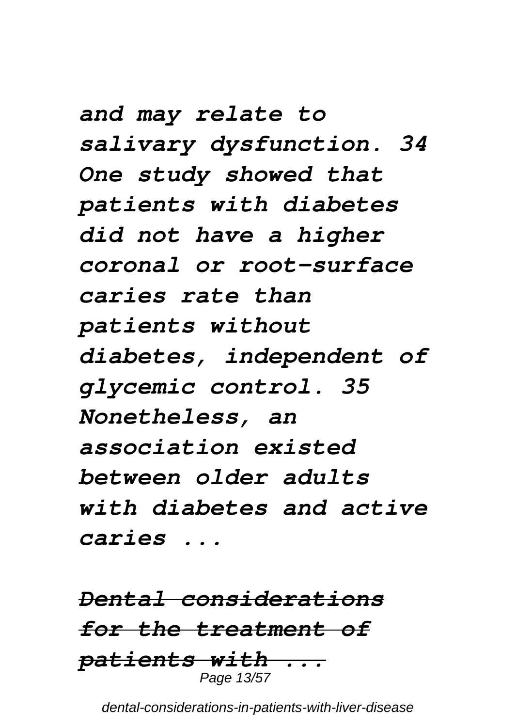***and may relate to salivary dysfunction. 34 One study showed that patients with diabetes did not have a higher coronal or root-surface caries rate than patients without diabetes, independent of glycemic control. 35 Nonetheless, an association existed between older adults with diabetes and active caries ...***

***Dental considerations for the treatment of patients with ...***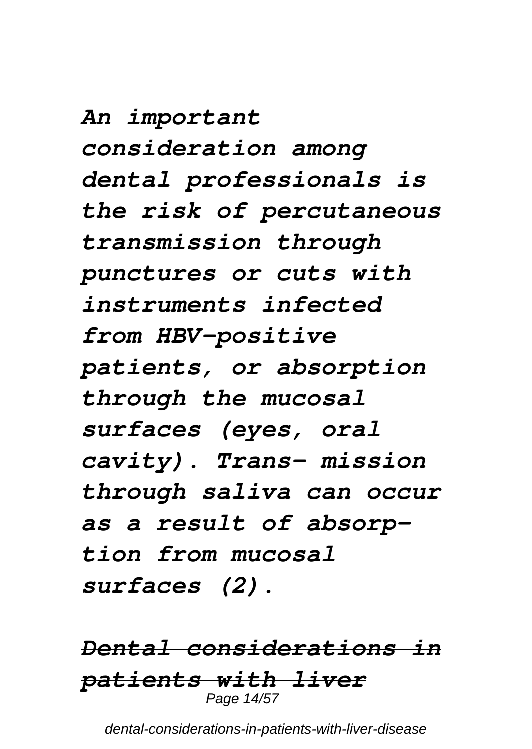*An important consideration among dental professionals is the risk of percutaneous transmission through punctures or cuts with instruments infected from HBV-positive patients, or absorption through the mucosal surfaces (eyes, oral cavity). Trans- mission through saliva can occur as a result of absorp- tion from mucosal surfaces (2).*

***Dental considerations in patients with liver***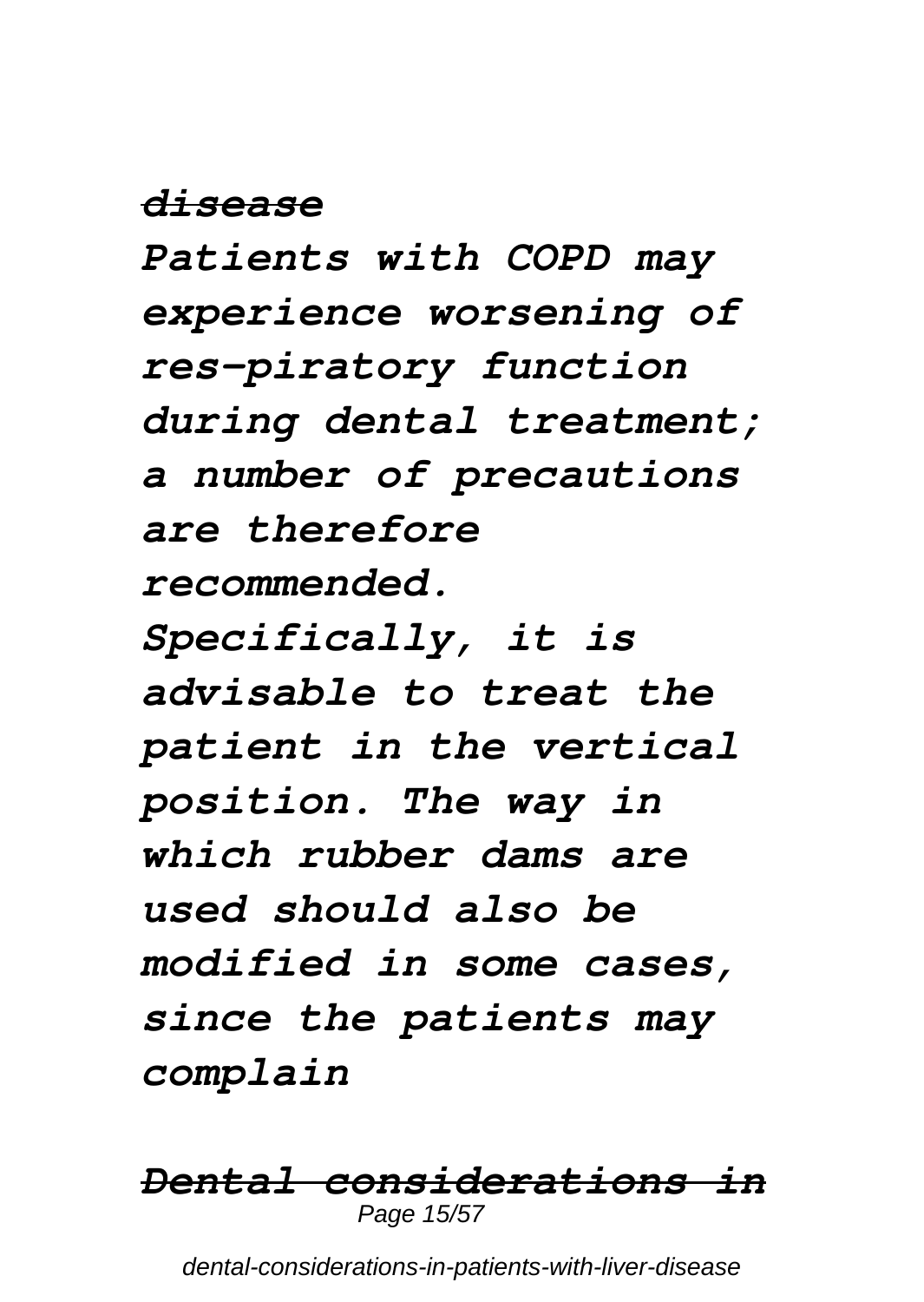***disease***

***Patients with COPD may experience worsening of res-piratory function during dental treatment; a number of precautions are therefore recommended. Specifically, it is advisable to treat the patient in the vertical position. The way in which rubber dams are used should also be modified in some cases, since the patients may complain***

***Dental considerations in***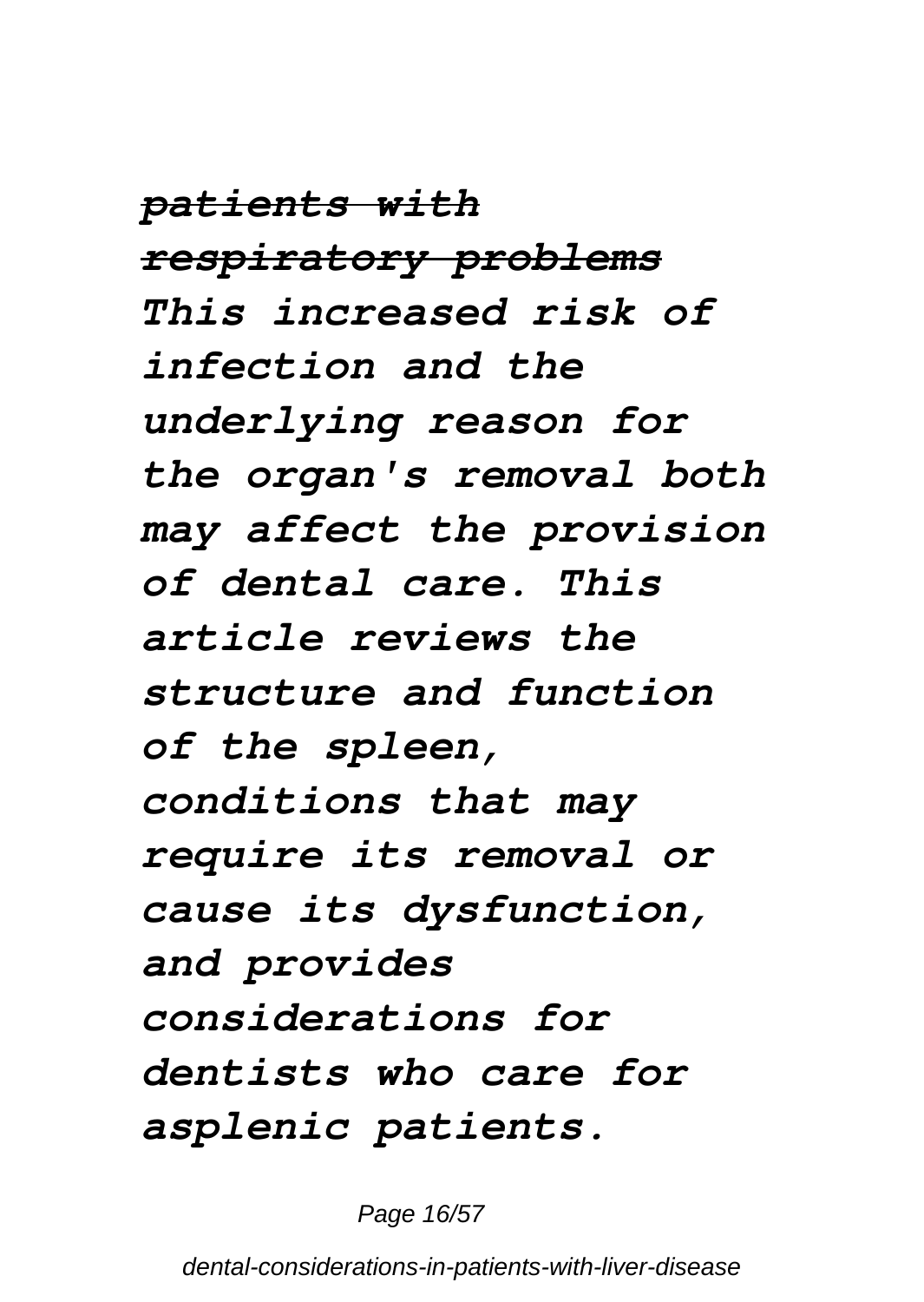***patients with respiratory problems***

***This increased risk of infection and the underlying reason for the organ's removal both may affect the provision of dental care. This article reviews the structure and function of the spleen, conditions that may require its removal or cause its dysfunction, and provides considerations for dentists who care for asplenic patients.***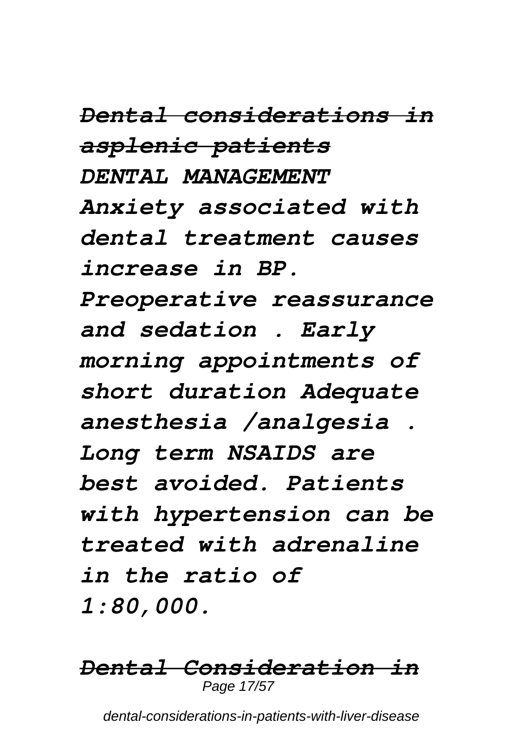***Dental considerations in asplenic patients***

*DENTAL MANAGEMENT*

***Anxiety associated with dental treatment causes increase in BP. Preoperative reassurance and sedation . Early morning appointments of short duration Adequate anesthesia /analgesia . Long term NSAIDS are best avoided. Patients with hypertension can be treated with adrenaline in the ratio of 1:80,000.***

***Dental Consideration in***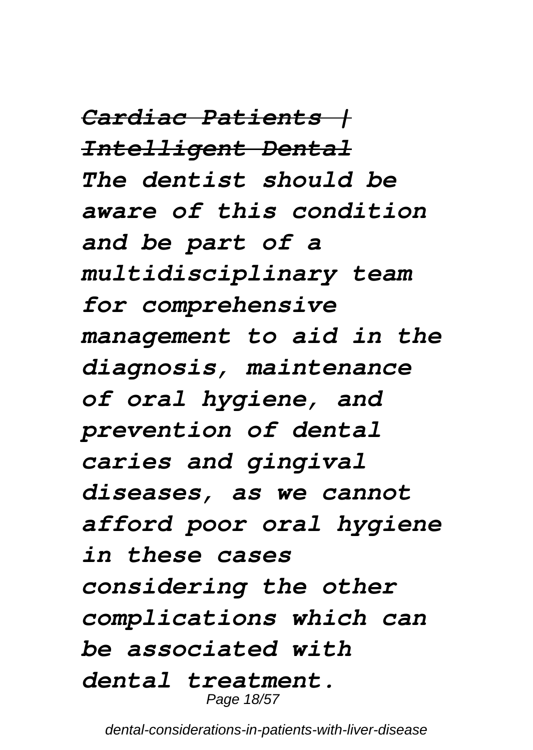*~~Cardiac Patients | Intelligent Dental~~*

***The dentist should be aware of this condition and be part of a multidisciplinary team for comprehensive management to aid in the diagnosis, maintenance of oral hygiene, and prevention of dental caries and gingival diseases, as we cannot afford poor oral hygiene in these cases considering the other complications which can be associated with dental treatment.***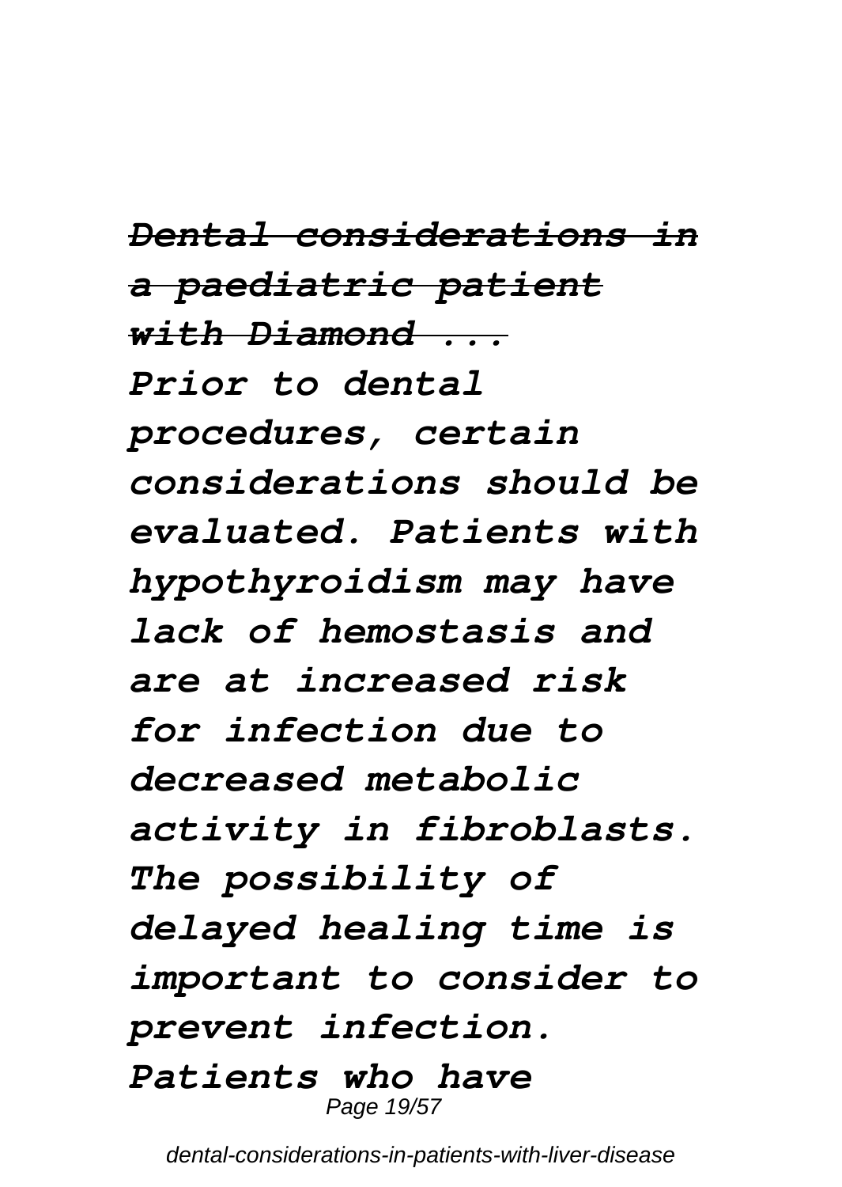***Dental considerations in a paediatric patient with Diamond ...***

*Prior to dental procedures, certain considerations should be evaluated. Patients with hypothyroidism may have lack of hemostasis and are at increased risk for infection due to decreased metabolic activity in fibroblasts. The possibility of delayed healing time is important to consider to prevent infection. Patients who have*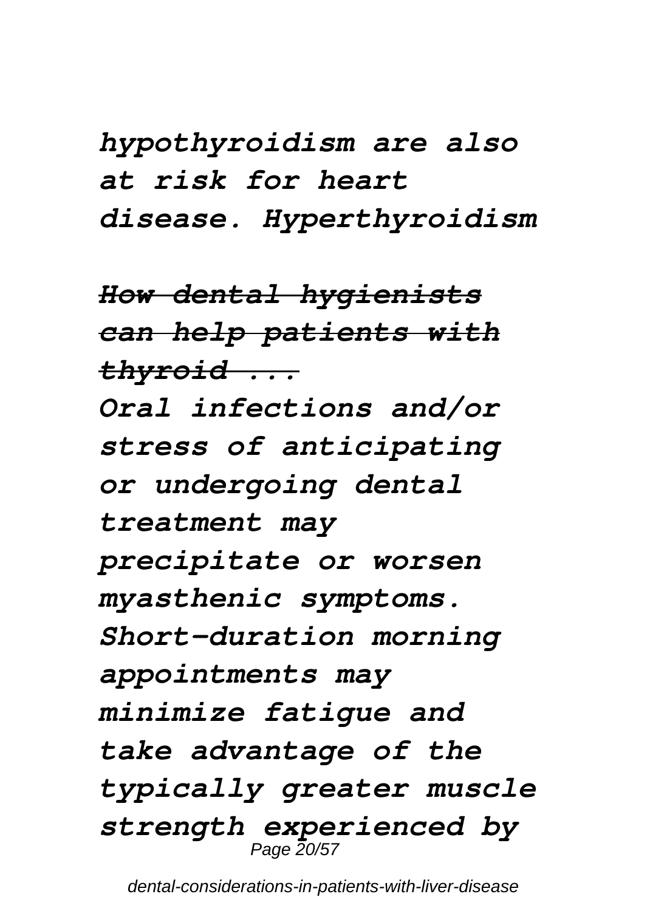*hypothyroidism are also at risk for heart disease. Hyperthyroidism*

***How dental hygienists can help patients with thyroid ...***

*Oral infections and/or stress of anticipating or undergoing dental treatment may precipitate or worsen myasthenic symptoms. Short-duration morning appointments may minimize fatigue and take advantage of the typically greater muscle strength experienced by*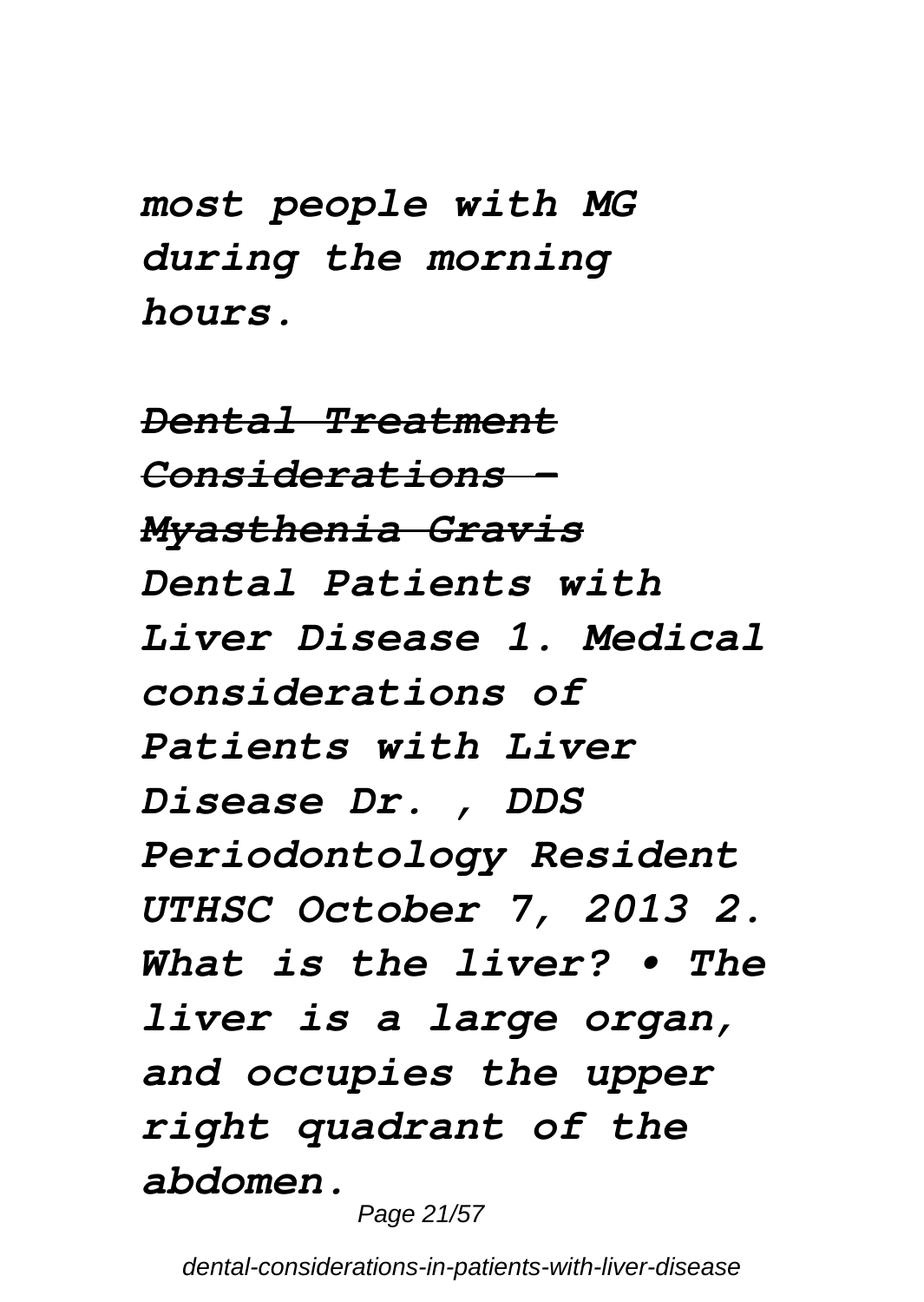*most people with MG during the morning hours.*

***Dental Treatment Considerations - Myasthenia Gravis***

*Dental Patients with Liver Disease 1. Medical considerations of Patients with Liver Disease Dr. , DDS Periodontology Resident UTHSC October 7, 2013 2. What is the liver? • The liver is a large organ, and occupies the upper right quadrant of the abdomen.*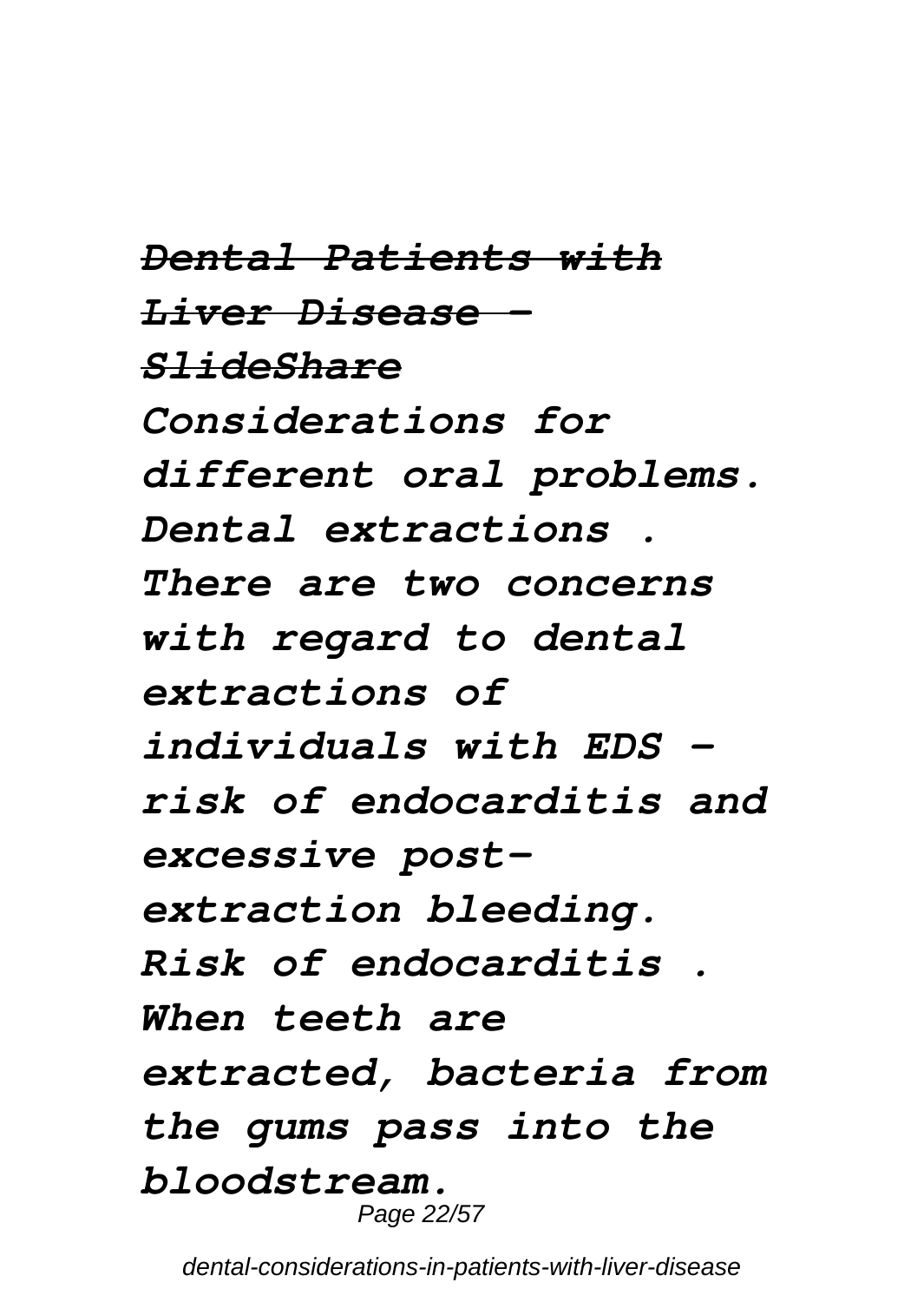***Dental Patients with Liver Disease - SlideShare***

*Considerations for different oral problems. Dental extractions . There are two concerns with regard to dental extractions of individuals with EDS - risk of endocarditis and excessive post-extraction bleeding. Risk of endocarditis . When teeth are extracted, bacteria from the gums pass into the bloodstream.*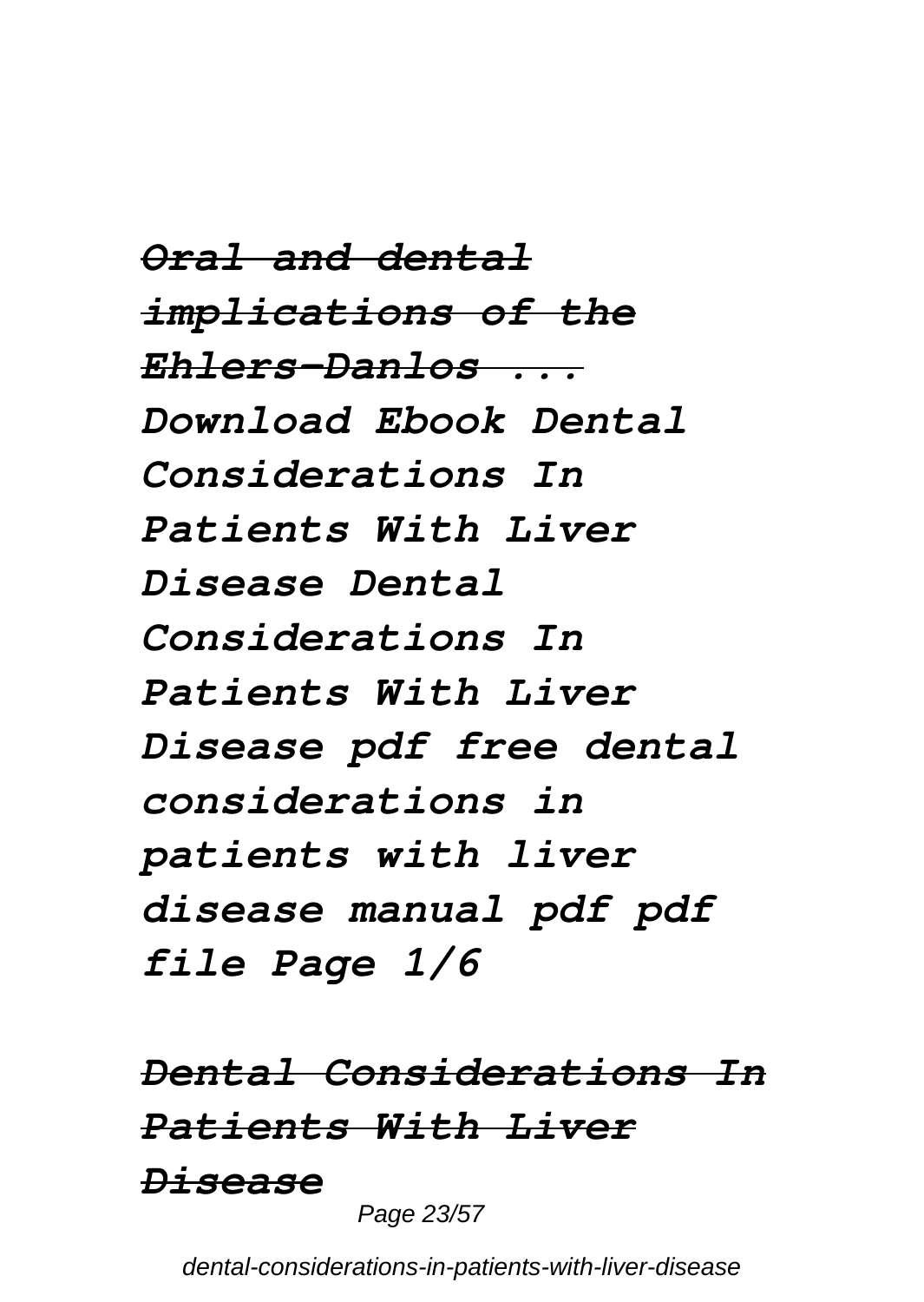***Oral and dental implications of the Ehlers-Danlos ...***

*Download Ebook Dental Considerations In Patients With Liver Disease Dental Considerations In Patients With Liver Disease pdf free dental considerations in patients with liver disease manual pdf pdf file Page 1/6*

***Dental Considerations In Patients With Liver Disease***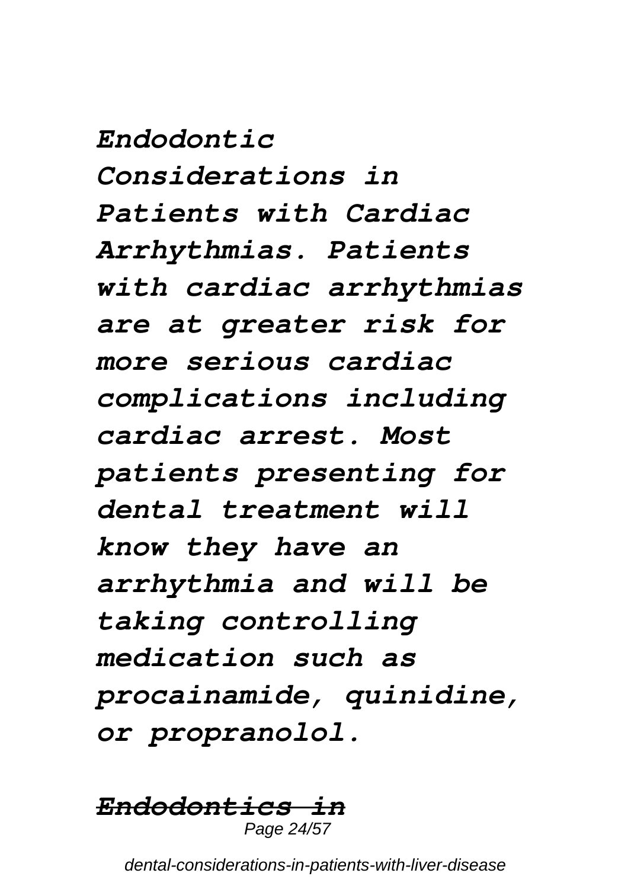*Endodontic Considerations in Patients with Cardiac Arrhythmias. Patients with cardiac arrhythmias are at greater risk for more serious cardiac complications including cardiac arrest. Most patients presenting for dental treatment will know they have an arrhythmia and will be taking controlling medication such as procainamide, quinidine, or propranolol.*

***Endodontics in***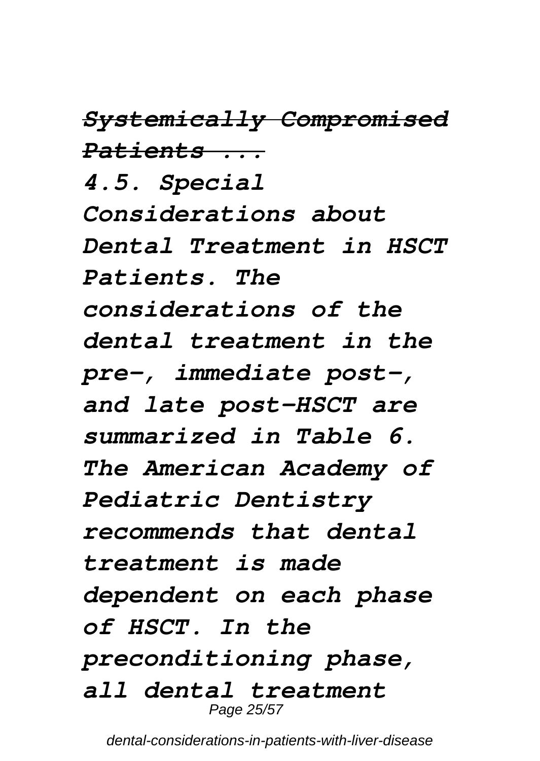*~~Systemically Compromised Patients ...~~*

*4.5. Special Considerations about Dental Treatment in HSCT Patients. The considerations of the dental treatment in the pre-, immediate post-, and late post-HSCT are summarized in Table 6. The American Academy of Pediatric Dentistry recommends that dental treatment is made dependent on each phase of HSCT. In the preconditioning phase, all dental treatment*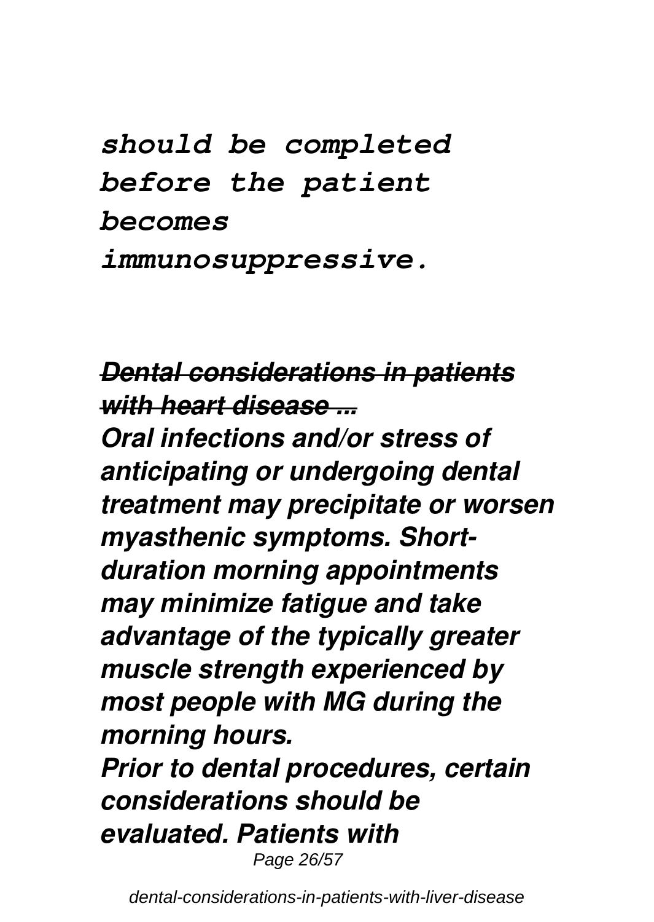*should be completed before the patient becomes immunosuppressive.*

***~~Dental considerations in patients with heart disease ...~~***

***Oral infections and/or stress of anticipating or undergoing dental treatment may precipitate or worsen myasthenic symptoms. Short-duration morning appointments may minimize fatigue and take advantage of the typically greater muscle strength experienced by most people with MG during the morning hours.***

***Prior to dental procedures, certain considerations should be evaluated. Patients with***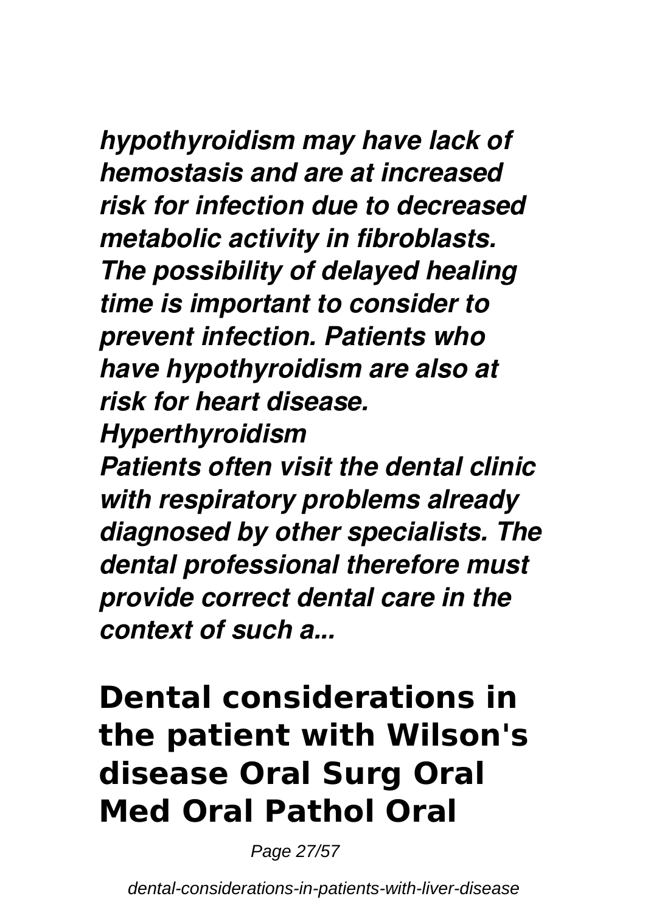*hypothyroidism may have lack of hemostasis and are at increased risk for infection due to decreased metabolic activity in fibroblasts. The possibility of delayed healing time is important to consider to prevent infection. Patients who have hypothyroidism are also at risk for heart disease.*

*Hyperthyroidism*

*Patients often visit the dental clinic with respiratory problems already diagnosed by other specialists. The dental professional therefore must provide correct dental care in the context of such a...*

## Dental considerations in the patient with Wilson's disease Oral Surg Oral Med Oral Pathol Oral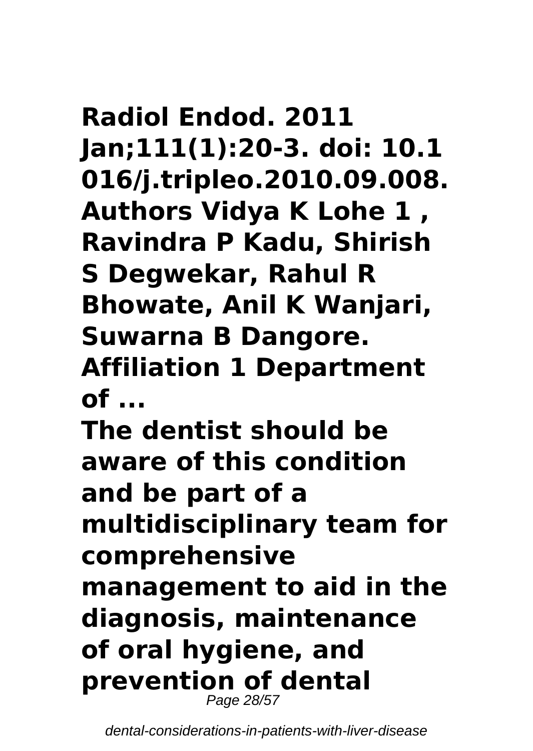**Radiol Endod. 2011 Jan;111(1):20-3. doi: 10.1016/j.tripleo.2010.09.008. Authors Vidya K Lohe 1 , Ravindra P Kadu, Shirish S Degwekar, Rahul R Bhowate, Anil K Wanjari, Suwarna B Dangore. Affiliation 1 Department of ...**

**The dentist should be aware of this condition and be part of a multidisciplinary team for comprehensive management to aid in the diagnosis, maintenance of oral hygiene, and prevention of dental**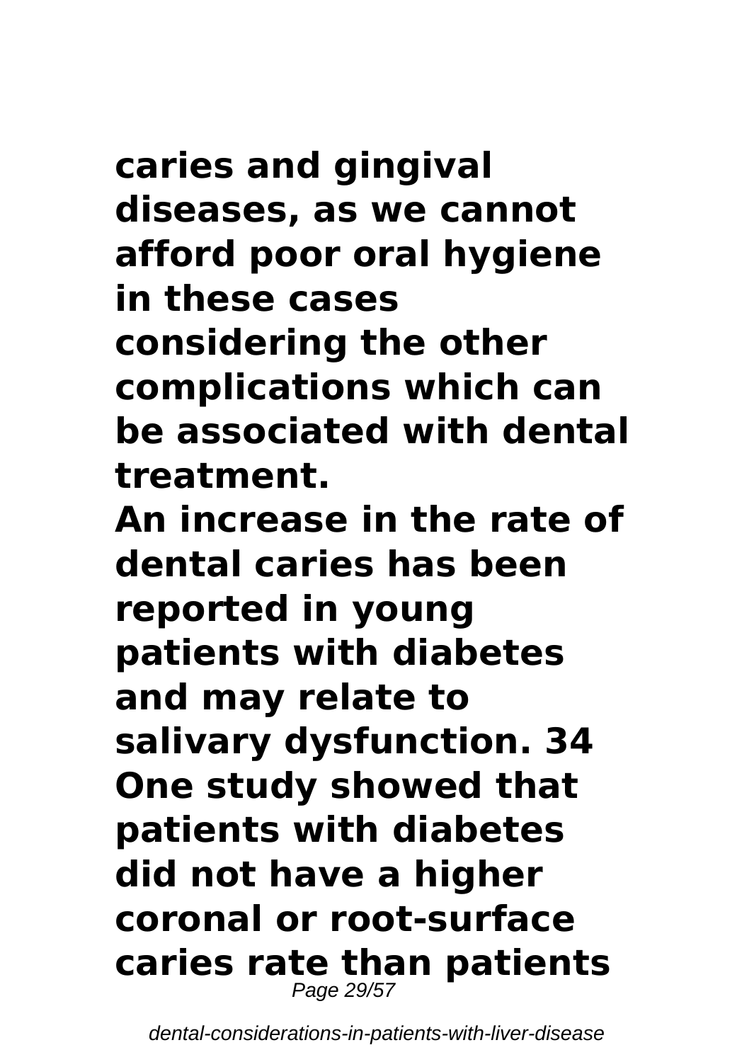**caries and gingival diseases, as we cannot afford poor oral hygiene in these cases considering the other complications which can be associated with dental treatment.**

**An increase in the rate of dental caries has been reported in young patients with diabetes and may relate to salivary dysfunction. 34 One study showed that patients with diabetes did not have a higher coronal or root-surface caries rate than patients**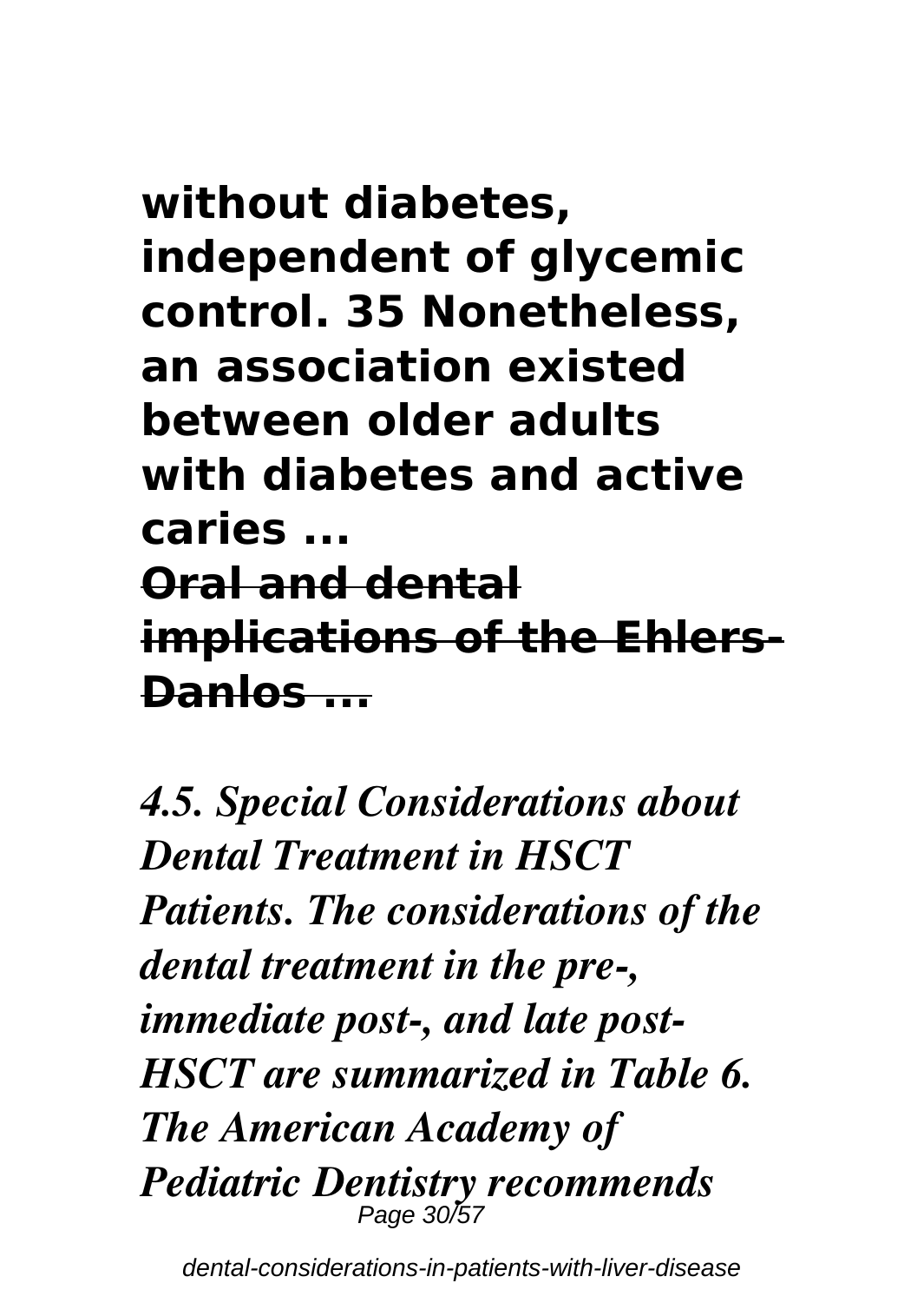**without diabetes, independent of glycemic control. 35 Nonetheless, an association existed between older adults with diabetes and active caries ...**

**~~Oral and dental implications of the Ehlers-Danlos ...~~**

***4.5. Special Considerations about Dental Treatment in HSCT Patients. The considerations of the dental treatment in the pre-, immediate post-, and late post-HSCT are summarized in Table 6. The American Academy of Pediatric Dentistry recommends***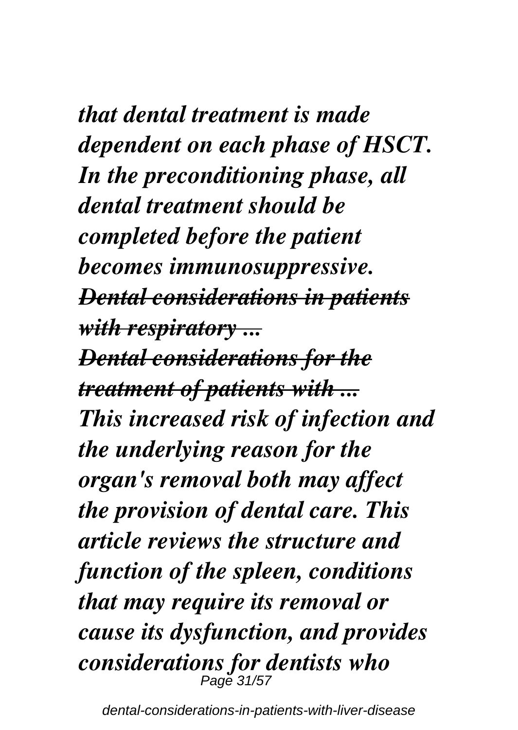*that dental treatment is made dependent on each phase of HSCT. In the preconditioning phase, all dental treatment should be completed before the patient becomes immunosuppressive.*

***~~Dental considerations in patients with respiratory ...~~***

***~~Dental considerations for the treatment of patients with ...~~***

*This increased risk of infection and the underlying reason for the organ's removal both may affect the provision of dental care. This article reviews the structure and function of the spleen, conditions that may require its removal or cause its dysfunction, and provides considerations for dentists who*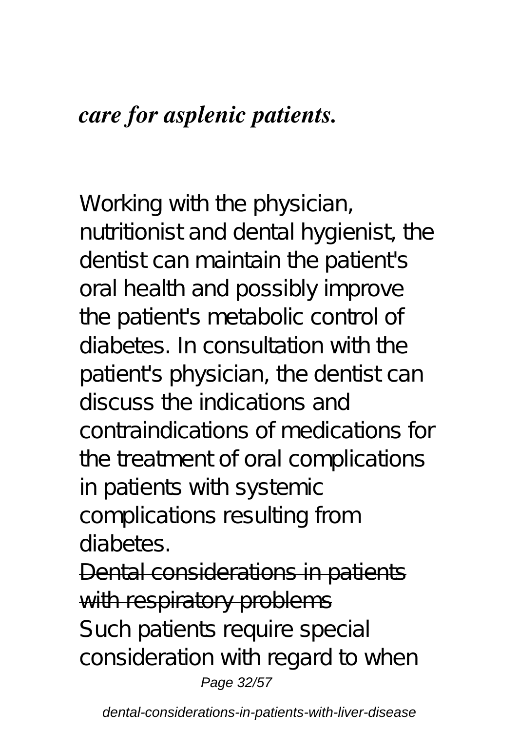***care for asplenic patients.***

Working with the physician, nutritionist and dental hygienist, the dentist can maintain the patient's oral health and possibly improve the patient's metabolic control of diabetes. In consultation with the patient's physician, the dentist can discuss the indications and contraindications of medications for the treatment of oral complications in patients with systemic complications resulting from diabetes.

~~Dental considerations in patients with respiratory problems~~

Such patients require special consideration with regard to when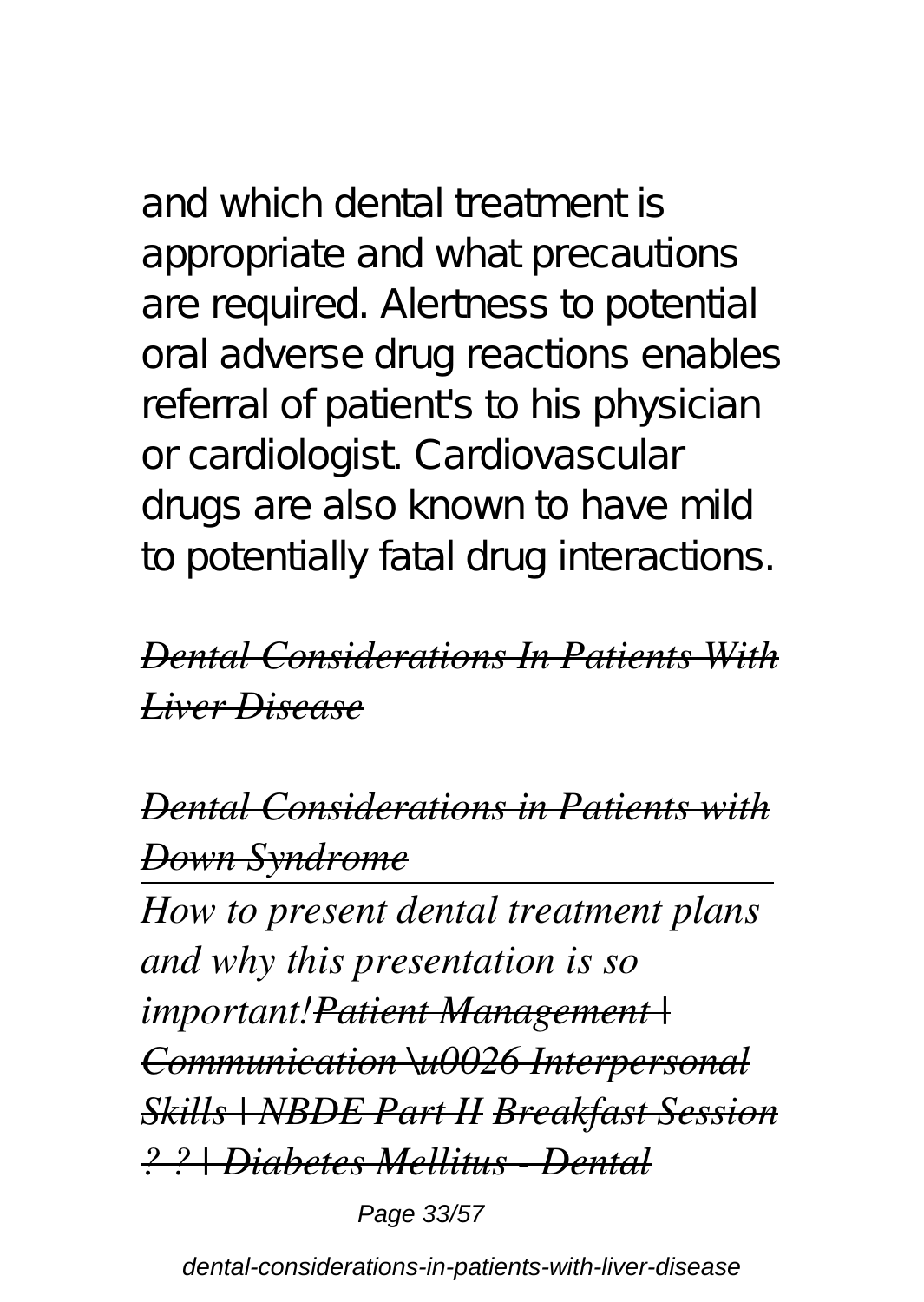and which dental treatment is appropriate and what precautions are required. Alertness to potential oral adverse drug reactions enables referral of patient's to his physician or cardiologist. Cardiovascular drugs are also known to have mild to potentially fatal drug interactions.

*~~Dental Considerations In Patients With Liver Disease~~*

*~~Dental Considerations in Patients with Down Syndrome~~*

---

*How to present dental treatment plans and why this presentation is so important!~~Patient Management | Communication \u0026 Interpersonal Skills | NBDE Part II~~ ~~Breakfast Session ? ? | Diabetes Mellitus - Dental~~*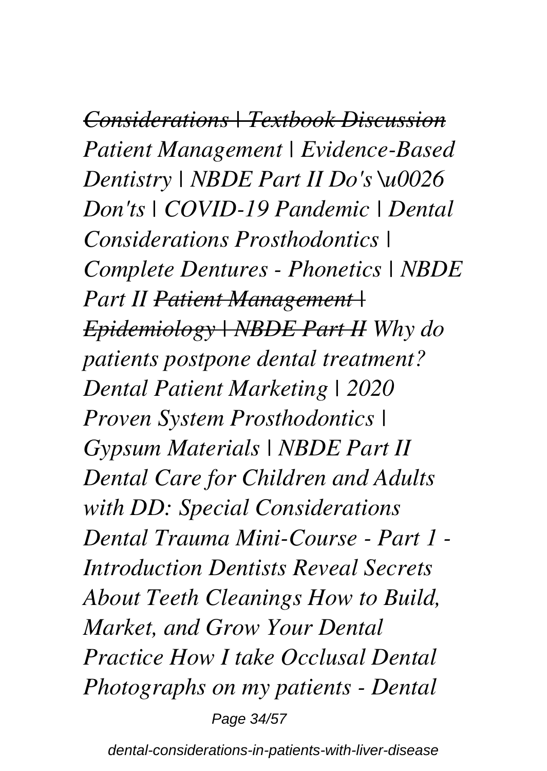*~~Considerations | Textbook Discussion~~ Patient Management | Evidence-Based Dentistry | NBDE Part II Do's \u0026 Don'ts | COVID-19 Pandemic | Dental Considerations Prosthodontics | Complete Dentures - Phonetics | NBDE Part II ~~Patient Management | Epidemiology | NBDE Part II~~ Why do patients postpone dental treatment? Dental Patient Marketing | 2020 Proven System Prosthodontics | Gypsum Materials | NBDE Part II Dental Care for Children and Adults with DD: Special Considerations Dental Trauma Mini-Course - Part 1 - Introduction Dentists Reveal Secrets About Teeth Cleanings How to Build, Market, and Grow Your Dental Practice How I take Occlusal Dental Photographs on my patients - Dental*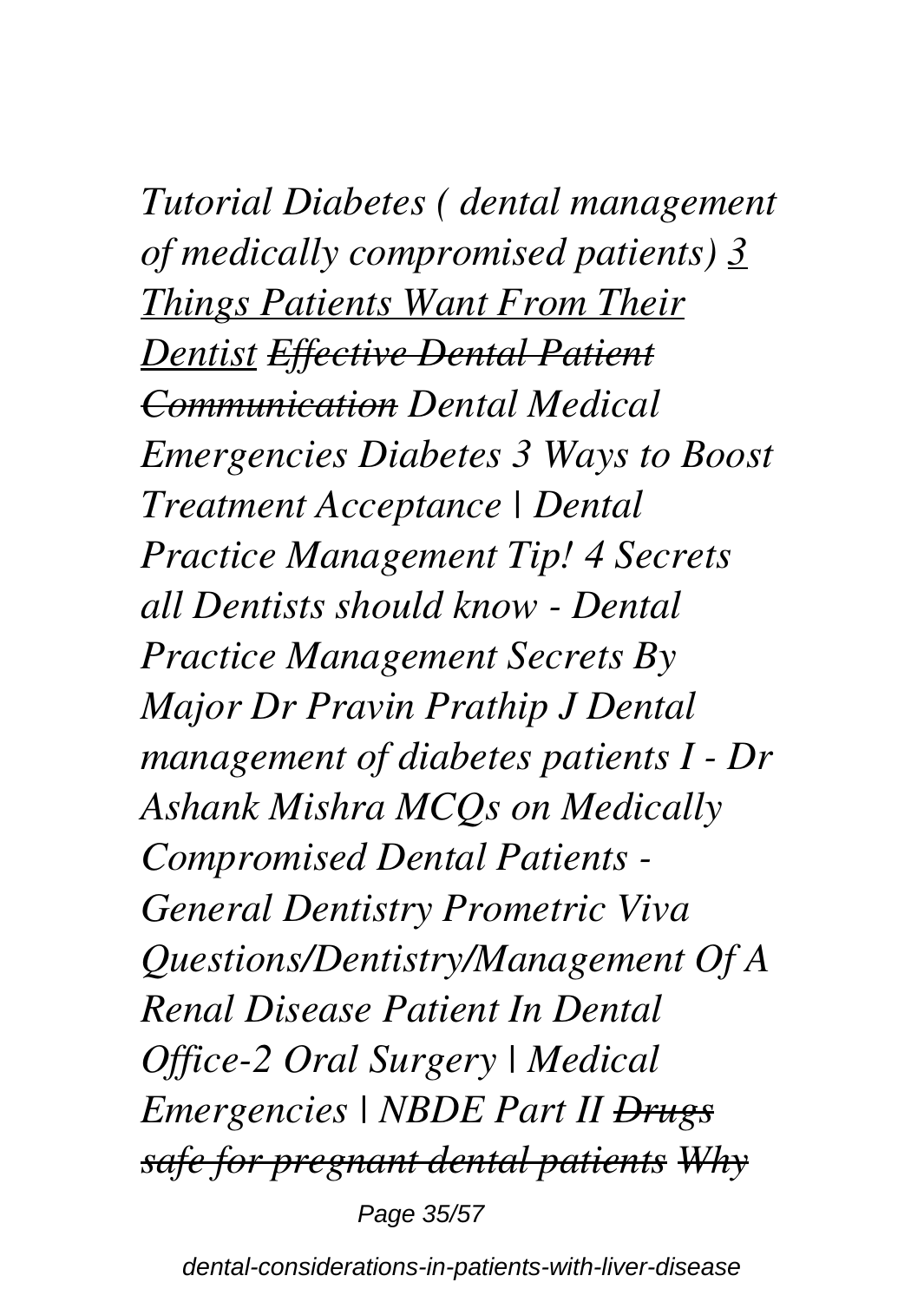*Tutorial Diabetes ( dental management of medically compromised patients)* *3 Things Patients Want From Their Dentist* ~~*Effective Dental Patient Communication*~~ *Dental Medical Emergencies Diabetes 3 Ways to Boost Treatment Acceptance | Dental Practice Management Tip! 4 Secrets all Dentists should know - Dental Practice Management Secrets By Major Dr Pravin Prathip J Dental management of diabetes patients I - Dr Ashank Mishra MCQs on Medically Compromised Dental Patients - General Dentistry Prometric Viva Questions/Dentistry/Management Of A Renal Disease Patient In Dental Office-2 Oral Surgery | Medical Emergencies | NBDE Part II* ~~*Drugs safe for pregnant dental patients*~~ ~~*Why*~~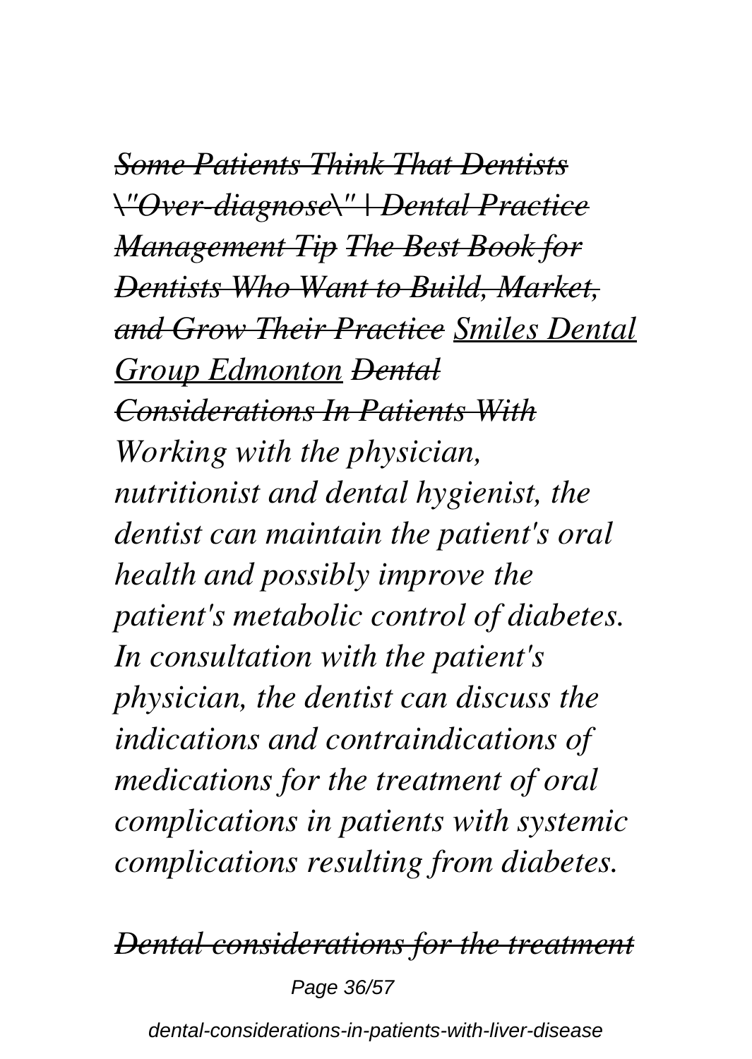~~*Some Patients Think That Dentists \"Over-diagnose\" | Dental Practice Management Tip*~~ ~~*The Best Book for Dentists Who Want to Build, Market, and Grow Their Practice*~~ *Smiles Dental Group Edmonton* ~~*Dental Considerations In Patients With*~~

*Working with the physician, nutritionist and dental hygienist, the dentist can maintain the patient's oral health and possibly improve the patient's metabolic control of diabetes. In consultation with the patient's physician, the dentist can discuss the indications and contraindications of medications for the treatment of oral complications in patients with systemic complications resulting from diabetes.*

~~*Dental considerations for the treatment*~~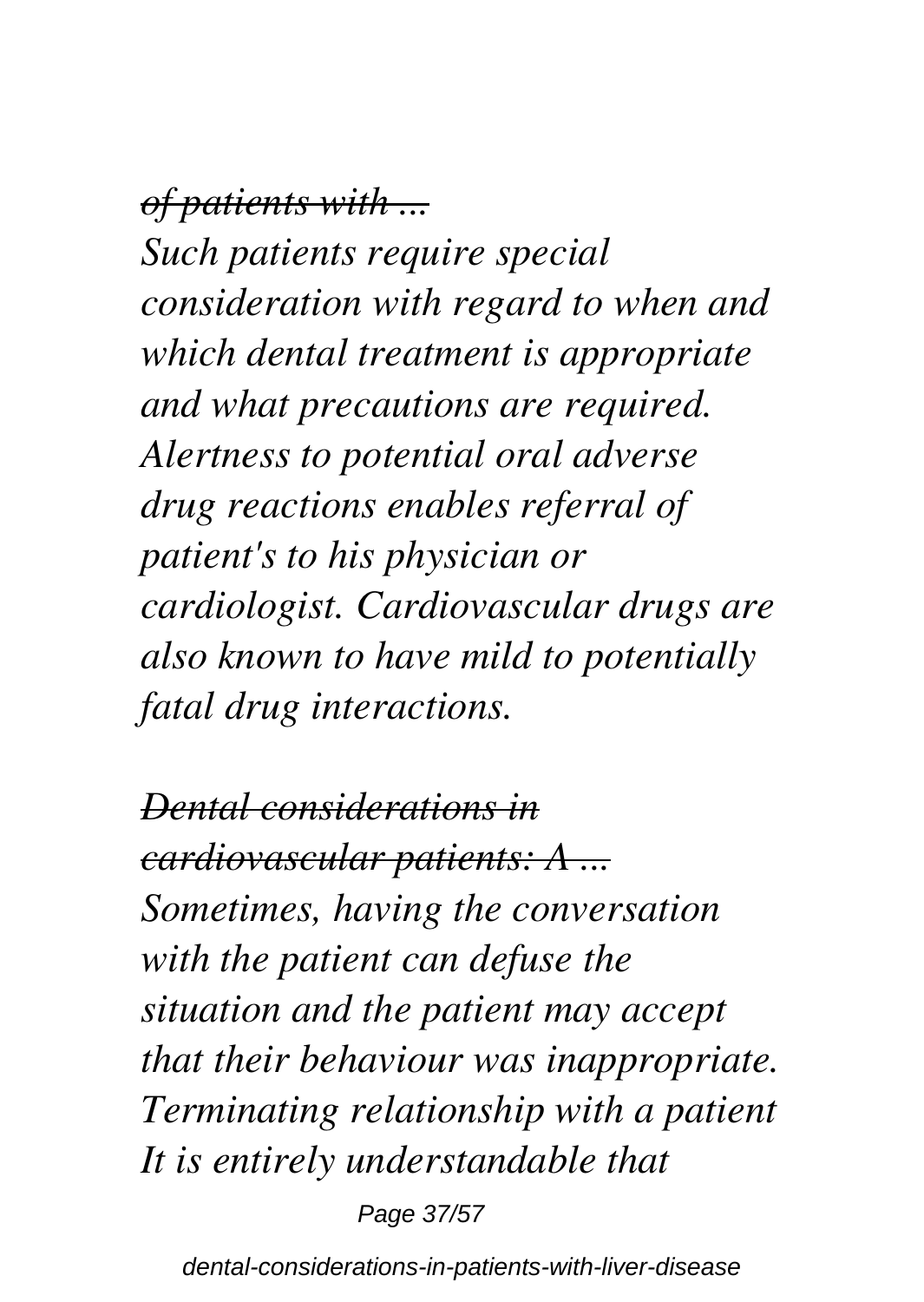*~~of patients with ...~~*

*Such patients require special consideration with regard to when and which dental treatment is appropriate and what precautions are required. Alertness to potential oral adverse drug reactions enables referral of patient's to his physician or cardiologist. Cardiovascular drugs are also known to have mild to potentially fatal drug interactions.*

*~~Dental considerations in cardiovascular patients: A ...~~*

*Sometimes, having the conversation with the patient can defuse the situation and the patient may accept that their behaviour was inappropriate. Terminating relationship with a patient It is entirely understandable that*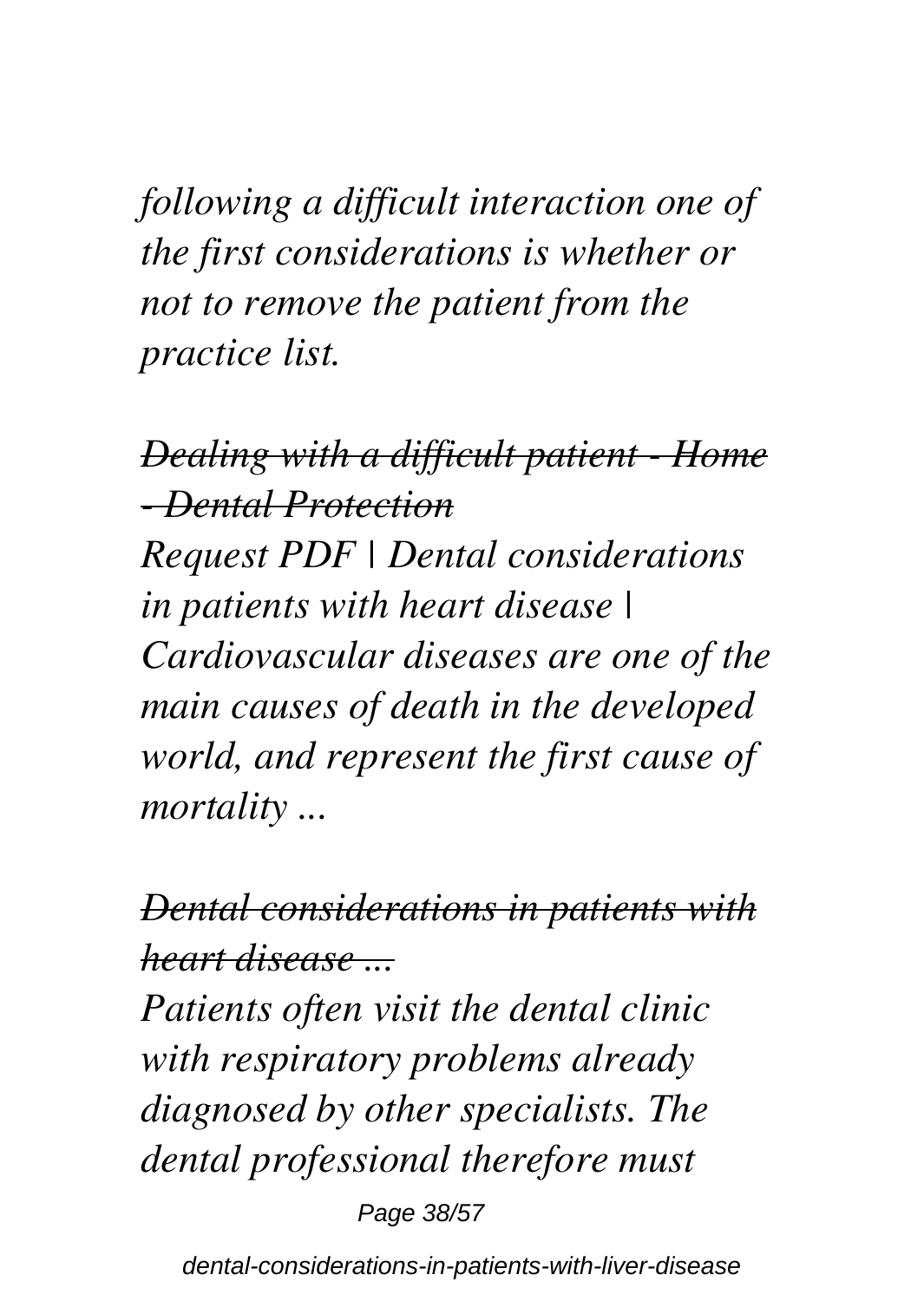*following a difficult interaction one of the first considerations is whether or not to remove the patient from the practice list.*

*~~Dealing with a difficult patient - Home - Dental Protection~~*

*Request PDF | Dental considerations in patients with heart disease | Cardiovascular diseases are one of the main causes of death in the developed world, and represent the first cause of mortality ...*

*~~Dental considerations in patients with heart disease ...~~*

*Patients often visit the dental clinic with respiratory problems already diagnosed by other specialists. The dental professional therefore must*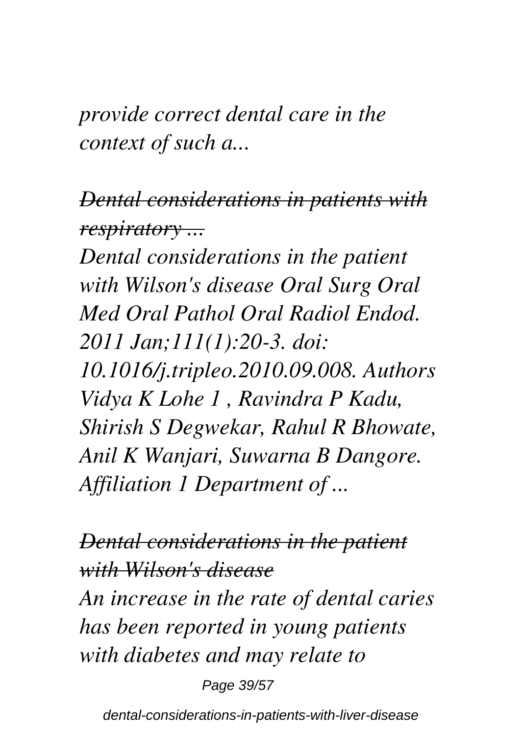*provide correct dental care in the context of such a...*

*~~Dental considerations in patients with respiratory ...~~*

*Dental considerations in the patient with Wilson's disease Oral Surg Oral Med Oral Pathol Oral Radiol Endod. 2011 Jan;111(1):20-3. doi: 10.1016/j.tripleo.2010.09.008. Authors Vidya K Lohe 1 , Ravindra P Kadu, Shirish S Degwekar, Rahul R Bhowate, Anil K Wanjari, Suwarna B Dangore. Affiliation 1 Department of ...*

*~~Dental considerations in the patient with Wilson's disease~~*

*An increase in the rate of dental caries has been reported in young patients with diabetes and may relate to*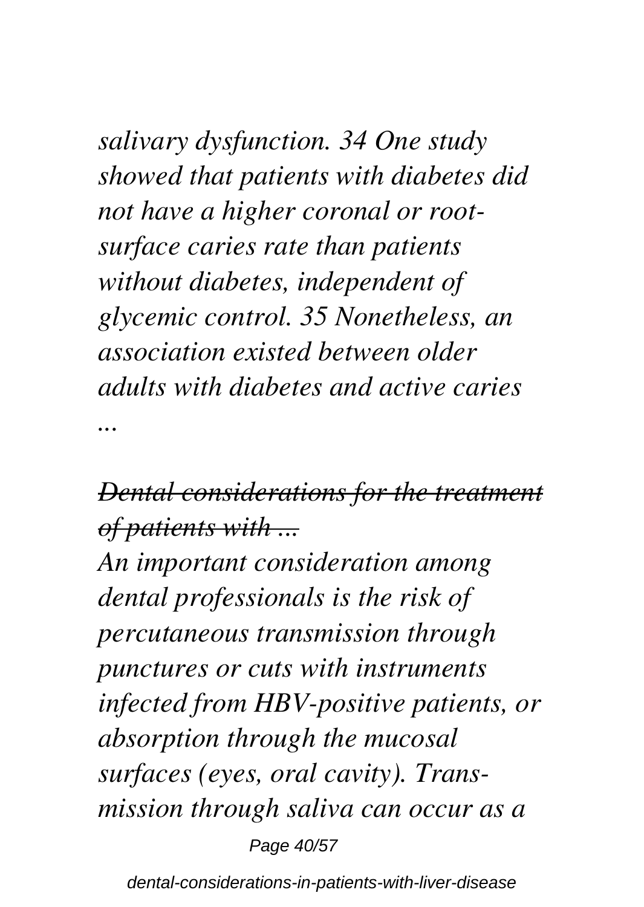*salivary dysfunction. 34 One study showed that patients with diabetes did not have a higher coronal or root-surface caries rate than patients without diabetes, independent of glycemic control. 35 Nonetheless, an association existed between older adults with diabetes and active caries ...*

## ~~*Dental considerations for the treatment of patients with ...*~~

*An important consideration among dental professionals is the risk of percutaneous transmission through punctures or cuts with instruments infected from HBV-positive patients, or absorption through the mucosal surfaces (eyes, oral cavity). Transmission through saliva can occur as a*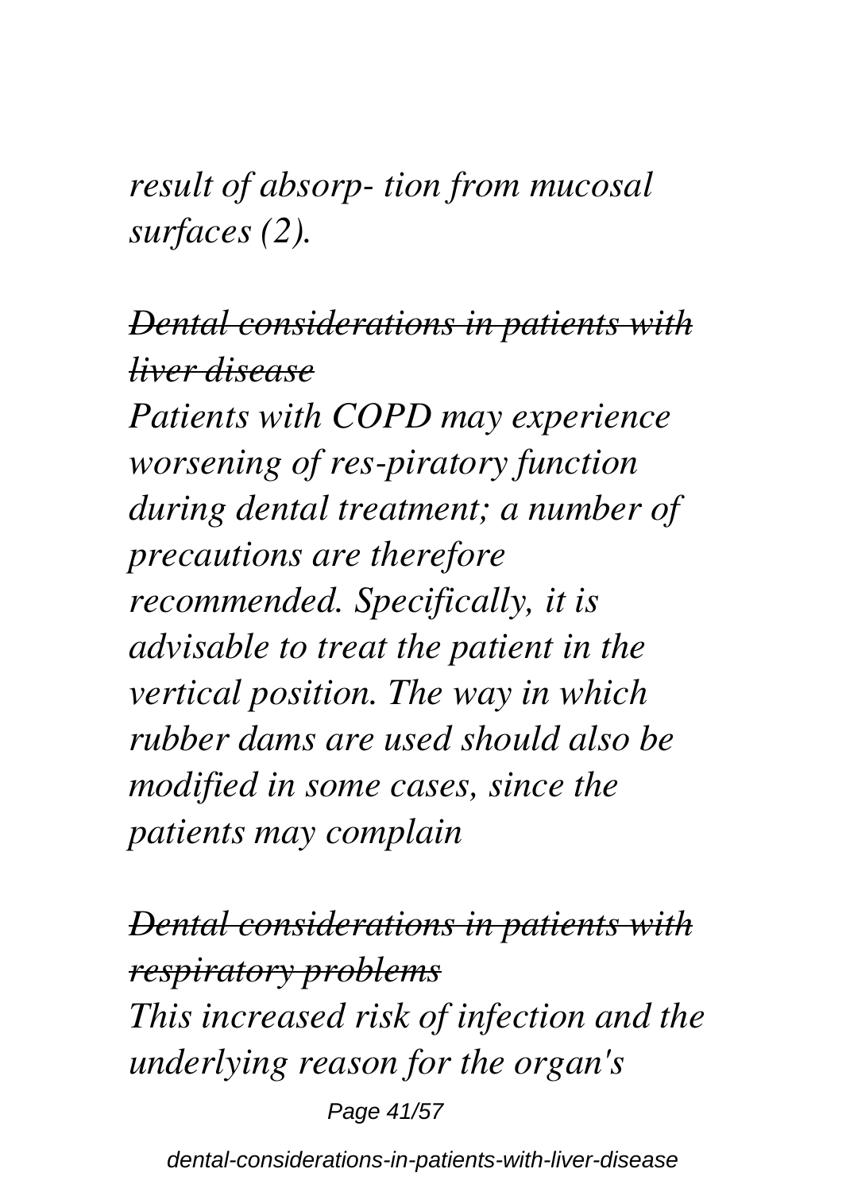*result of absorp- tion from mucosal surfaces (2).*

## ~~*Dental considerations in patients with liver disease*~~

*Patients with COPD may experience worsening of res-piratory function during dental treatment; a number of precautions are therefore recommended. Specifically, it is advisable to treat the patient in the vertical position. The way in which rubber dams are used should also be modified in some cases, since the patients may complain*

## ~~*Dental considerations in patients with respiratory problems*~~

*This increased risk of infection and the underlying reason for the organ's*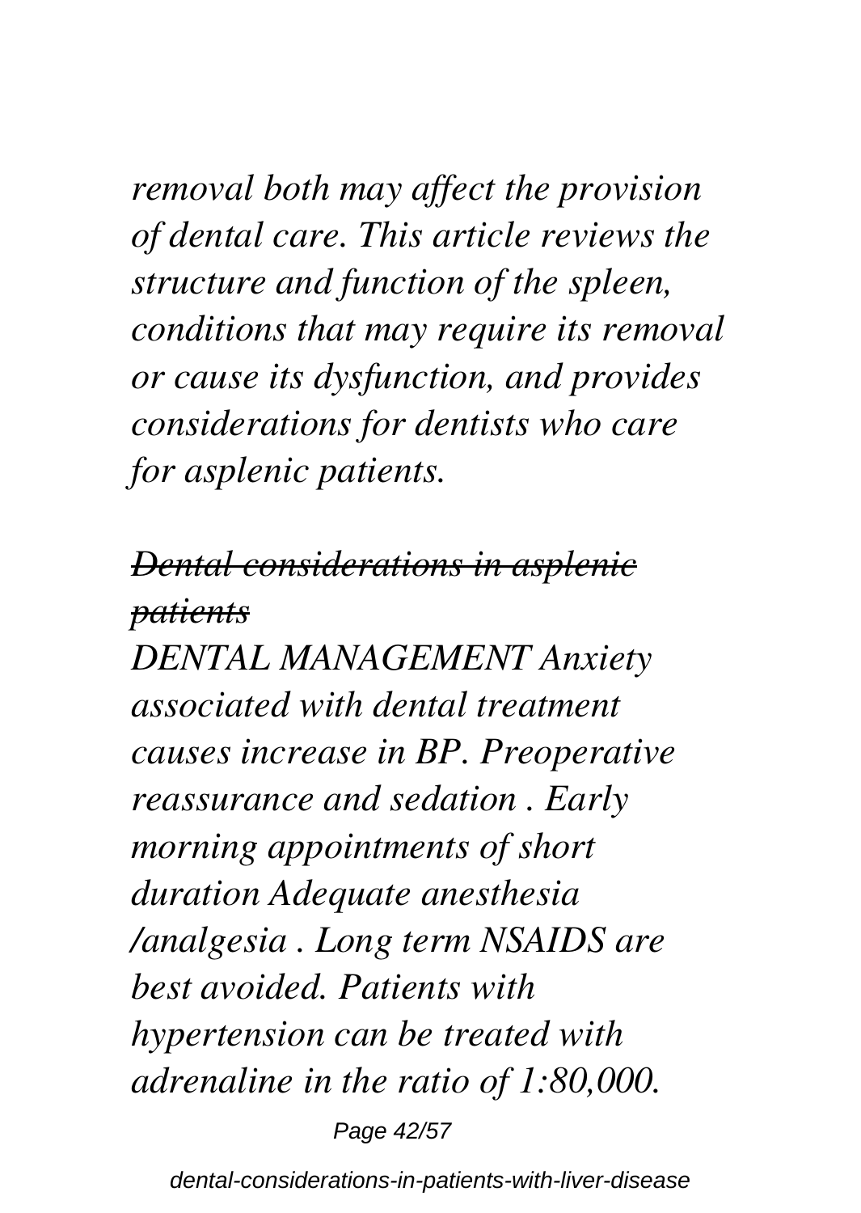*removal both may affect the provision of dental care. This article reviews the structure and function of the spleen, conditions that may require its removal or cause its dysfunction, and provides considerations for dentists who care for asplenic patients.*

## *~~Dental considerations in asplenic patients~~*

*DENTAL MANAGEMENT Anxiety associated with dental treatment causes increase in BP. Preoperative reassurance and sedation . Early morning appointments of short duration Adequate anesthesia /analgesia . Long term NSAIDS are best avoided. Patients with hypertension can be treated with adrenaline in the ratio of 1:80,000.*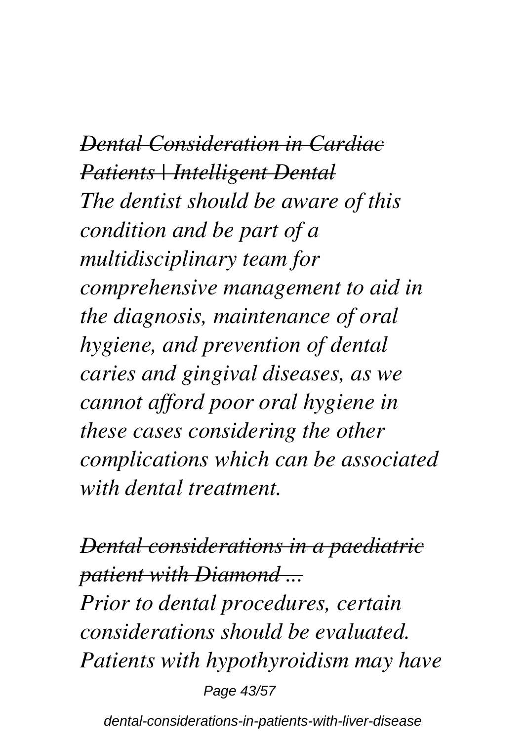*~~Dental Consideration in Cardiac Patients | Intelligent Dental~~*

*The dentist should be aware of this condition and be part of a multidisciplinary team for comprehensive management to aid in the diagnosis, maintenance of oral hygiene, and prevention of dental caries and gingival diseases, as we cannot afford poor oral hygiene in these cases considering the other complications which can be associated with dental treatment.*

*~~Dental considerations in a paediatric patient with Diamond ...~~*

*Prior to dental procedures, certain considerations should be evaluated. Patients with hypothyroidism may have*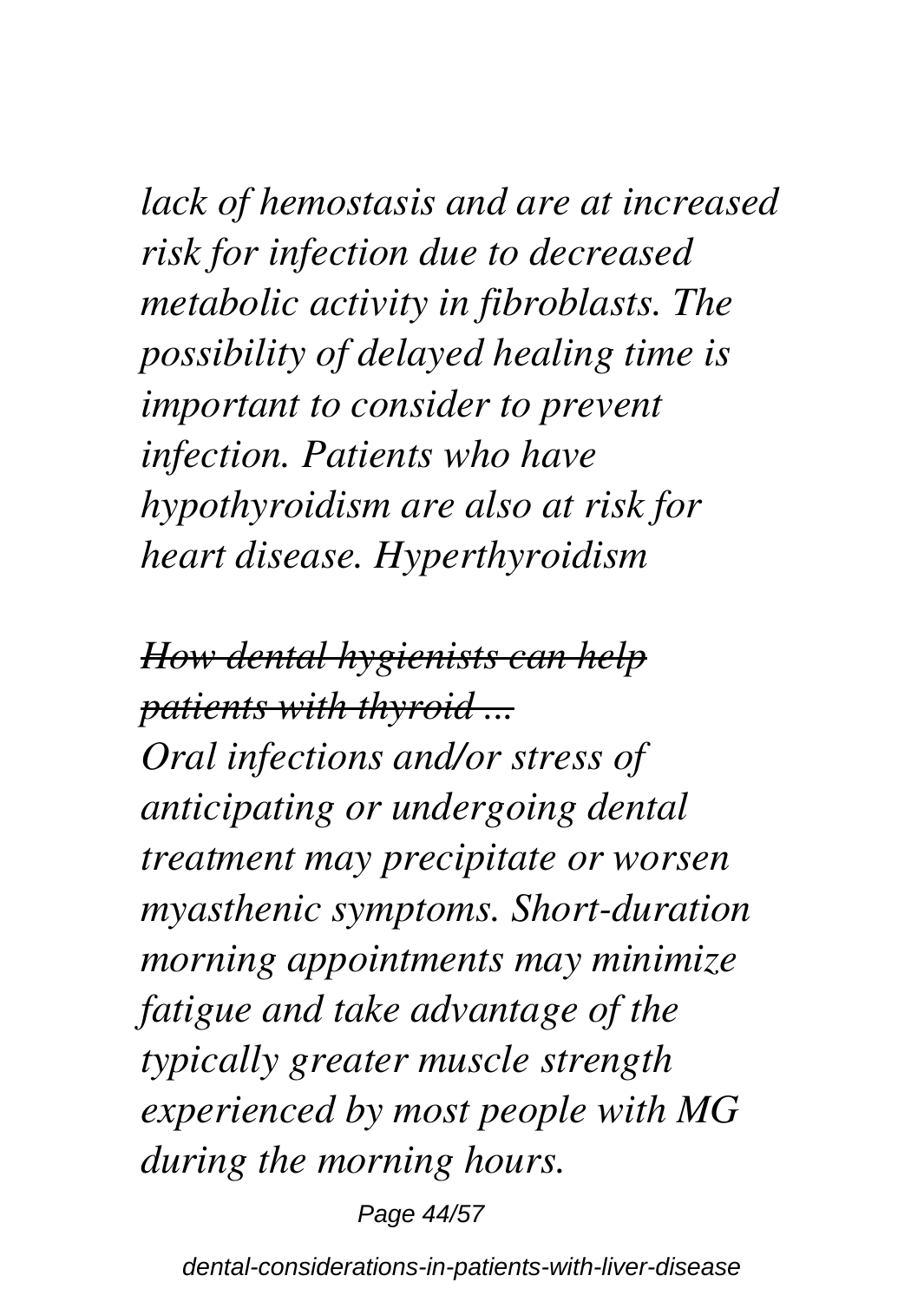*lack of hemostasis and are at increased risk for infection due to decreased metabolic activity in fibroblasts. The possibility of delayed healing time is important to consider to prevent infection. Patients who have hypothyroidism are also at risk for heart disease. Hyperthyroidism*

~~***How dental hygienists can help patients with thyroid ...***~~

*Oral infections and/or stress of anticipating or undergoing dental treatment may precipitate or worsen myasthenic symptoms. Short-duration morning appointments may minimize fatigue and take advantage of the typically greater muscle strength experienced by most people with MG during the morning hours.*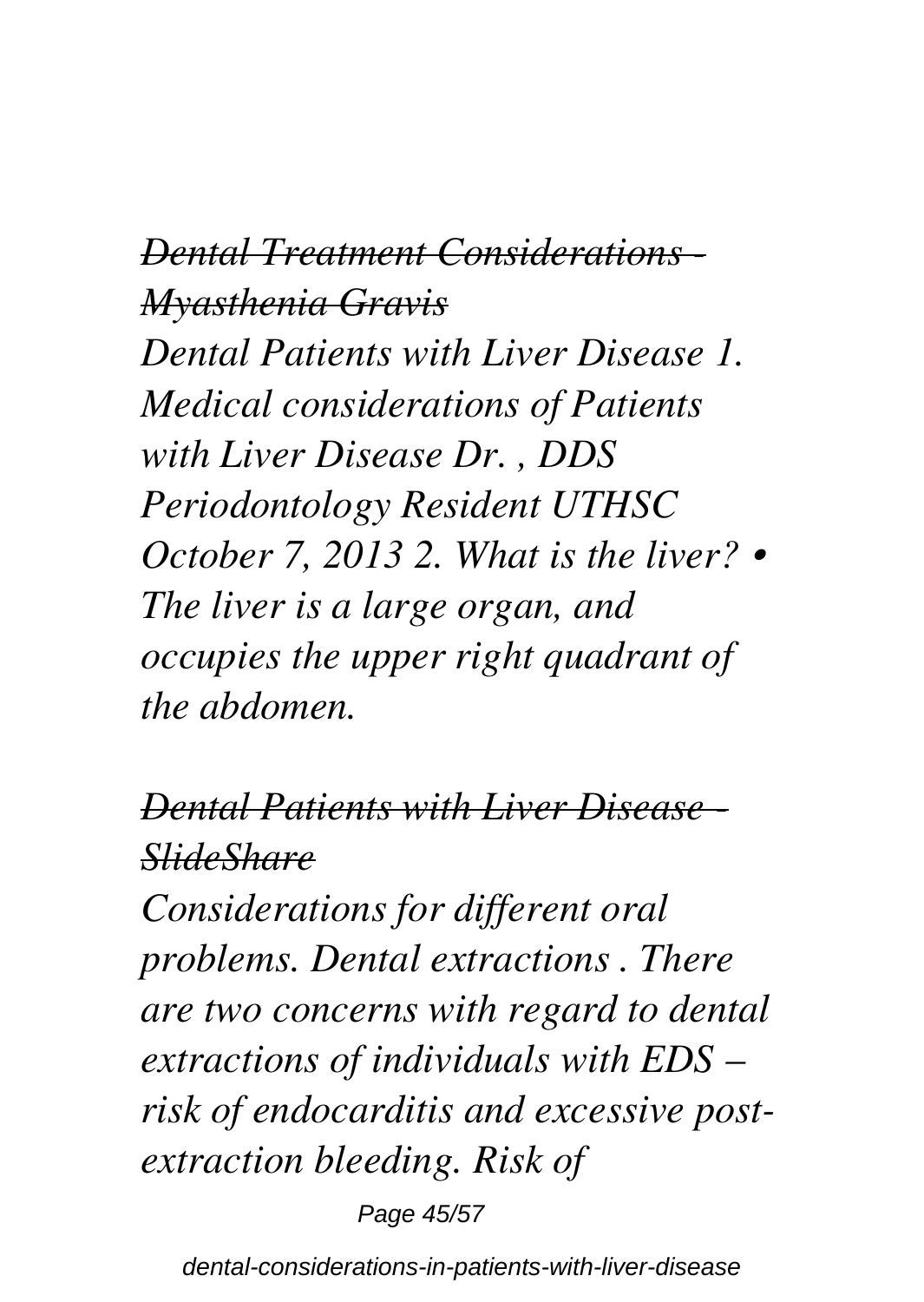*~~Dental Treatment Considerations - Myasthenia Gravis~~*

***Dental Patients with Liver Disease 1. Medical considerations of Patients with Liver Disease Dr. , DDS Periodontology Resident UTHSC October 7, 2013 2. What is the liver? • The liver is a large organ, and occupies the upper right quadrant of the abdomen.***

*~~Dental Patients with Liver Disease - SlideShare~~*

***Considerations for different oral problems. Dental extractions . There are two concerns with regard to dental extractions of individuals with EDS – risk of endocarditis and excessive post-extraction bleeding. Risk of***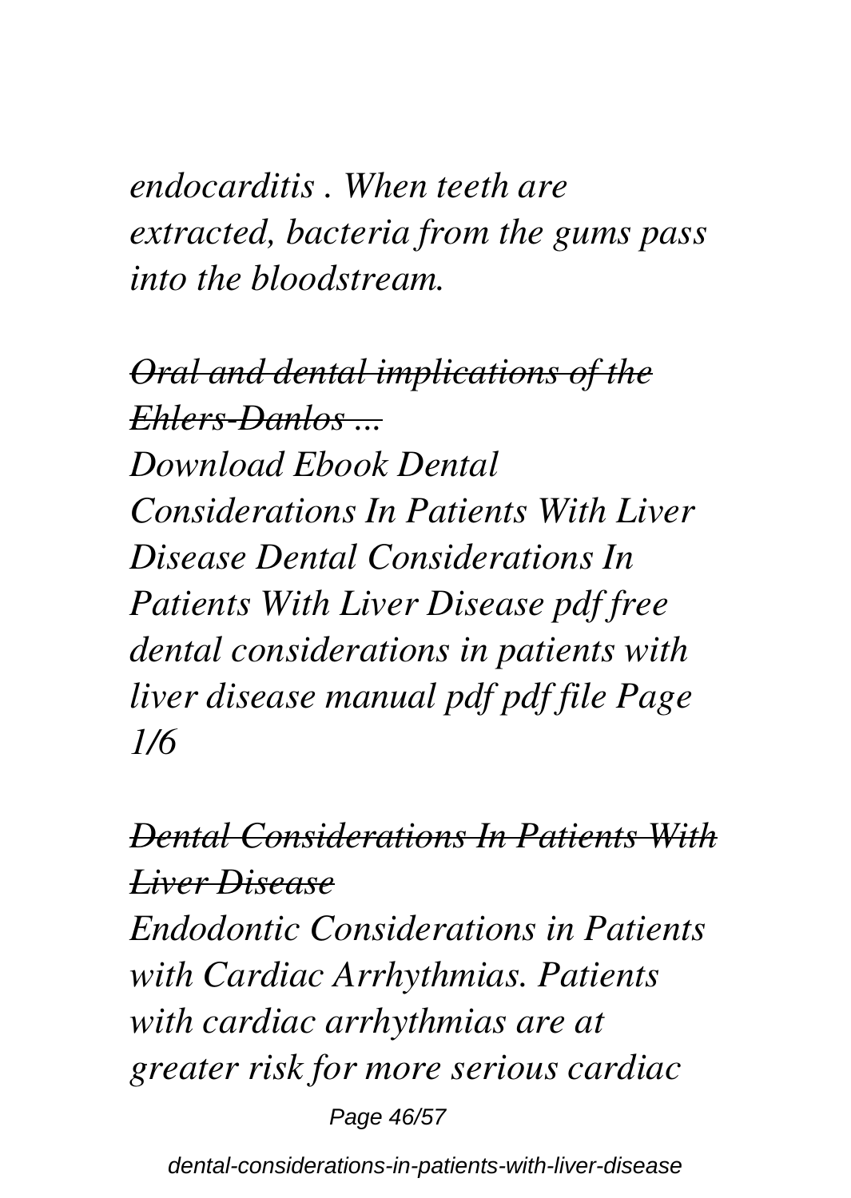*endocarditis . When teeth are extracted, bacteria from the gums pass into the bloodstream.*

*~~Oral and dental implications of the Ehlers-Danlos ...~~*

*Download Ebook Dental Considerations In Patients With Liver Disease Dental Considerations In Patients With Liver Disease pdf free dental considerations in patients with liver disease manual pdf pdf file Page 1/6*

*~~Dental Considerations In Patients With Liver Disease~~*

*Endodontic Considerations in Patients with Cardiac Arrhythmias. Patients with cardiac arrhythmias are at greater risk for more serious cardiac*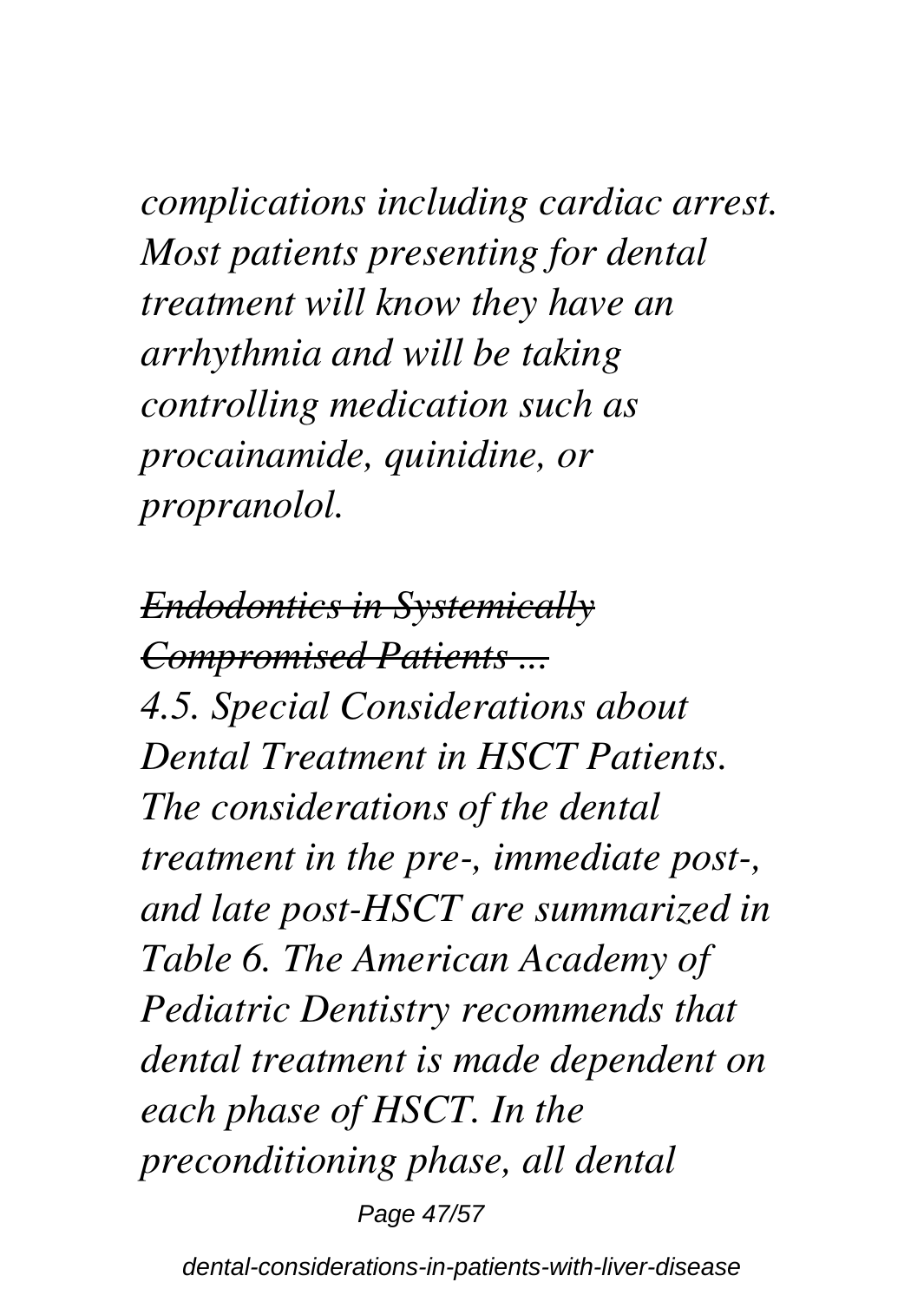*complications including cardiac arrest. Most patients presenting for dental treatment will know they have an arrhythmia and will be taking controlling medication such as procainamide, quinidine, or propranolol.*

~~***Endodontics in Systemically Compromised Patients ...***~~

*4.5. Special Considerations about Dental Treatment in HSCT Patients. The considerations of the dental treatment in the pre-, immediate post-, and late post-HSCT are summarized in Table 6. The American Academy of Pediatric Dentistry recommends that dental treatment is made dependent on each phase of HSCT. In the preconditioning phase, all dental*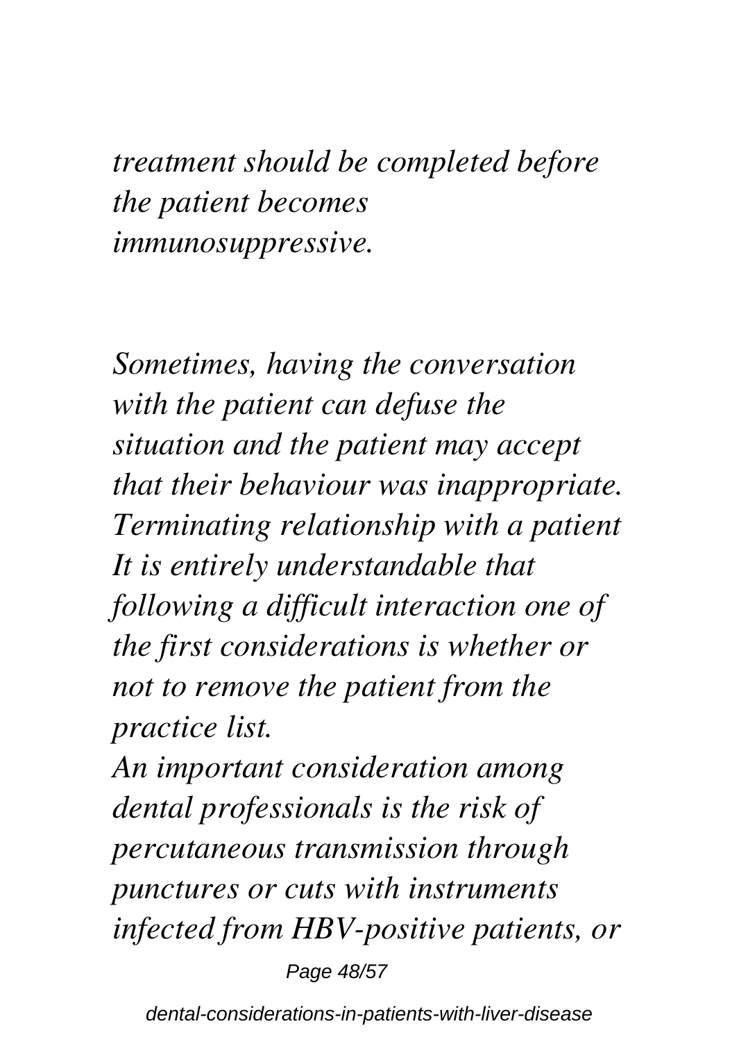*treatment should be completed before the patient becomes immunosuppressive.*

*Sometimes, having the conversation with the patient can defuse the situation and the patient may accept that their behaviour was inappropriate. Terminating relationship with a patient It is entirely understandable that following a difficult interaction one of the first considerations is whether or not to remove the patient from the practice list.*

*An important consideration among dental professionals is the risk of percutaneous transmission through punctures or cuts with instruments infected from HBV-positive patients, or*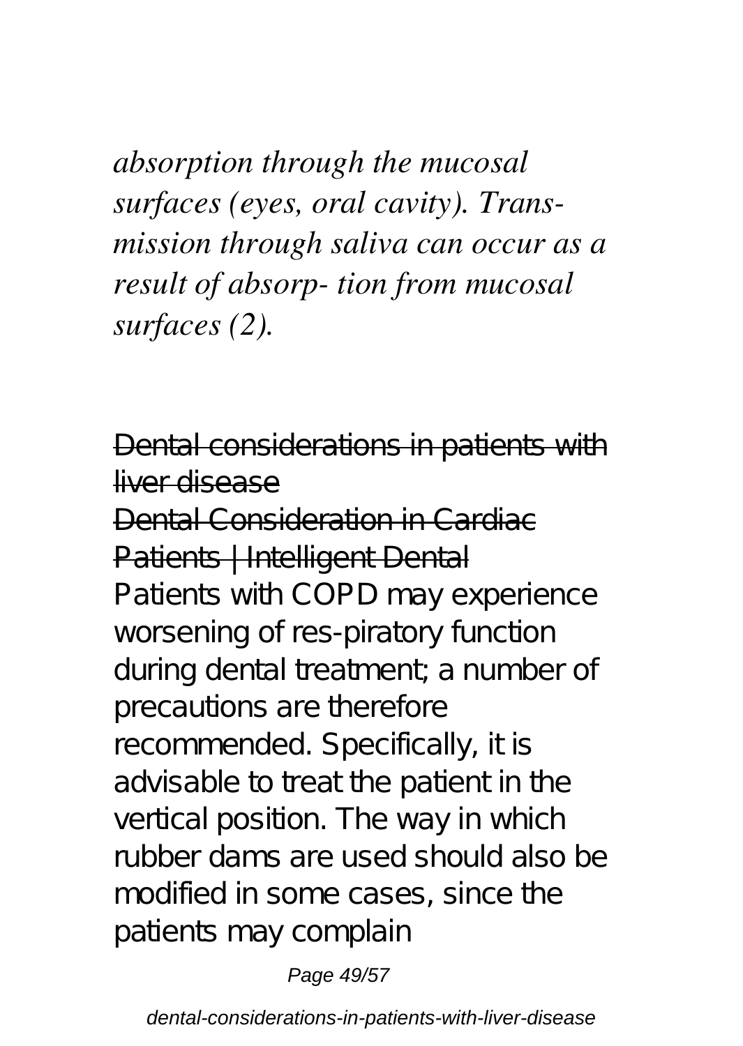*absorption through the mucosal surfaces (eyes, oral cavity). Trans- mission through saliva can occur as a result of absorp- tion from mucosal surfaces (2).*

~~Dental considerations in patients with liver disease~~

~~Dental Consideration in Cardiac Patients | Intelligent Dental~~

Patients with COPD may experience worsening of res-piratory function during dental treatment; a number of precautions are therefore recommended. Specifically, it is advisable to treat the patient in the vertical position. The way in which rubber dams are used should also be modified in some cases, since the patients may complain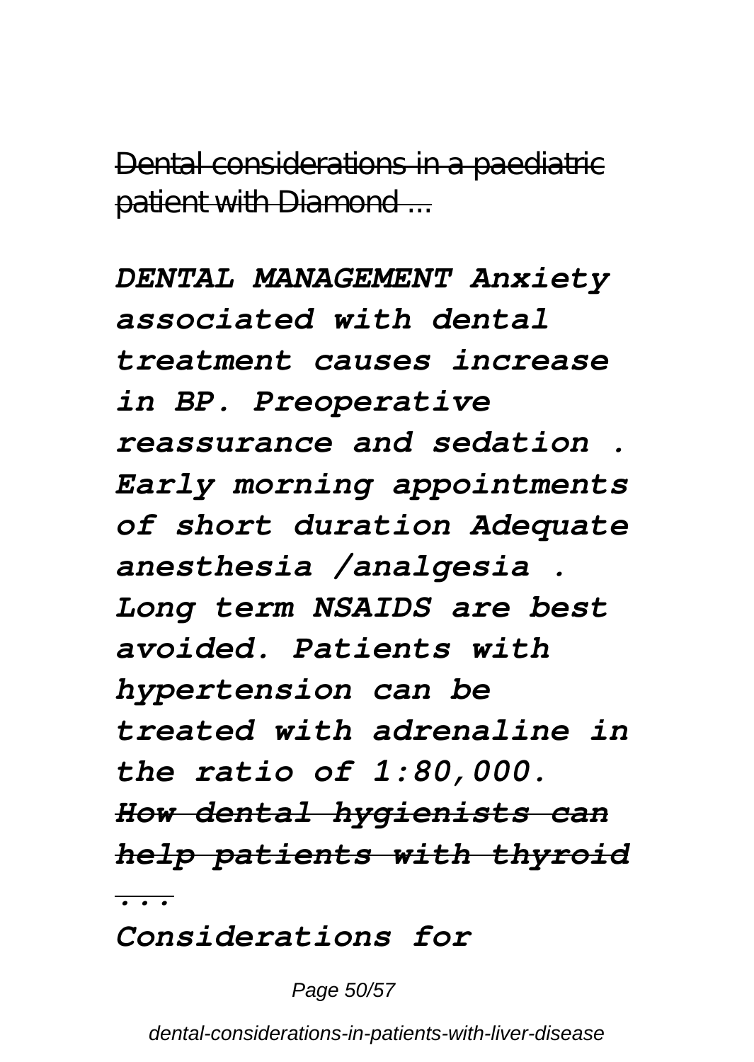Dental considerations in a paediatric patient with Diamond ...

*DENTAL MANAGEMENT Anxiety associated with dental treatment causes increase in BP. Preoperative reassurance and sedation . Early morning appointments of short duration Adequate anesthesia /analgesia . Long term NSAIDS are best avoided. Patients with hypertension can be treated with adrenaline in the ratio of 1:80,000.*

*How dental hygienists can help patients with thyroid ...*

*Considerations for*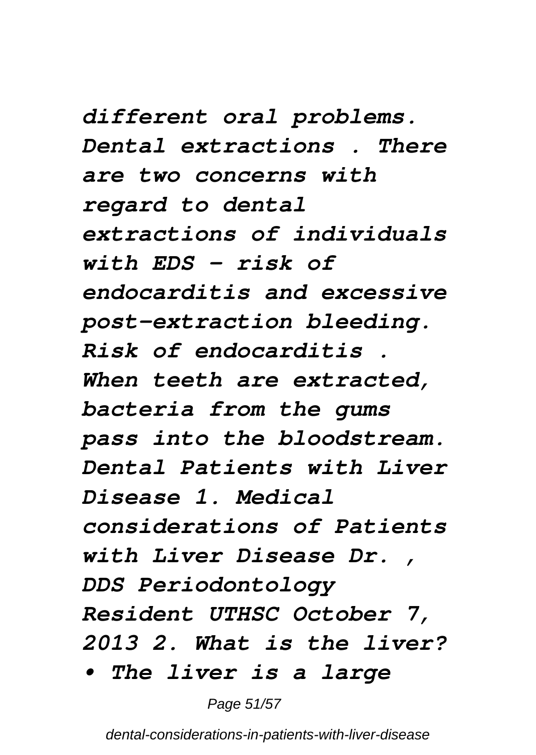*different oral problems. Dental extractions . There are two concerns with regard to dental extractions of individuals with EDS – risk of endocarditis and excessive post-extraction bleeding. Risk of endocarditis . When teeth are extracted, bacteria from the gums pass into the bloodstream. Dental Patients with Liver Disease 1. Medical considerations of Patients with Liver Disease Dr. , DDS Periodontology Resident UTHSC October 7, 2013 2. What is the liver?*

*• The liver is a large*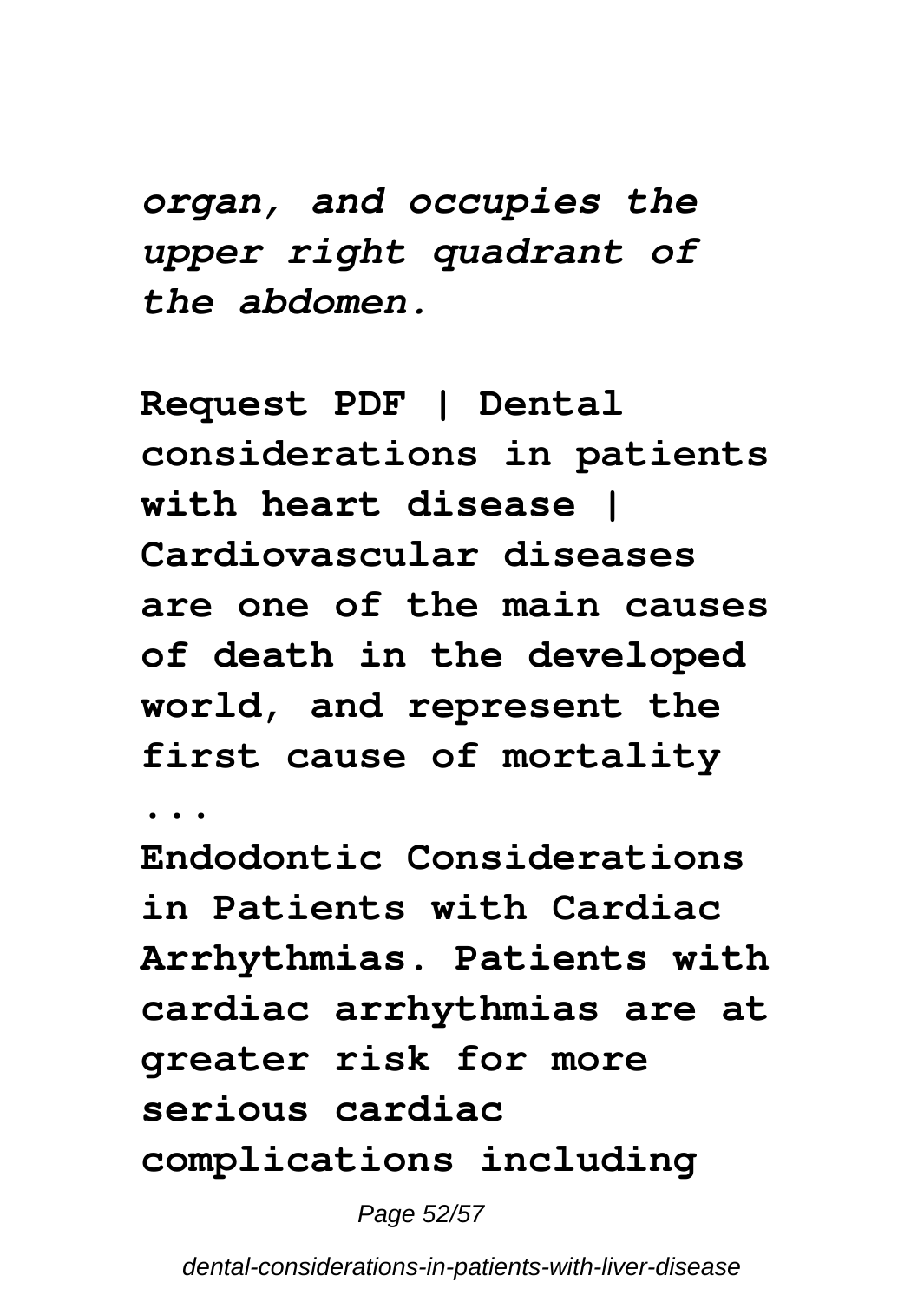*organ, and occupies the upper right quadrant of the abdomen.*

**Request PDF | Dental considerations in patients with heart disease | Cardiovascular diseases are one of the main causes of death in the developed world, and represent the first cause of mortality ...**

**Endodontic Considerations in Patients with Cardiac Arrhythmias. Patients with cardiac arrhythmias are at greater risk for more serious cardiac complications including**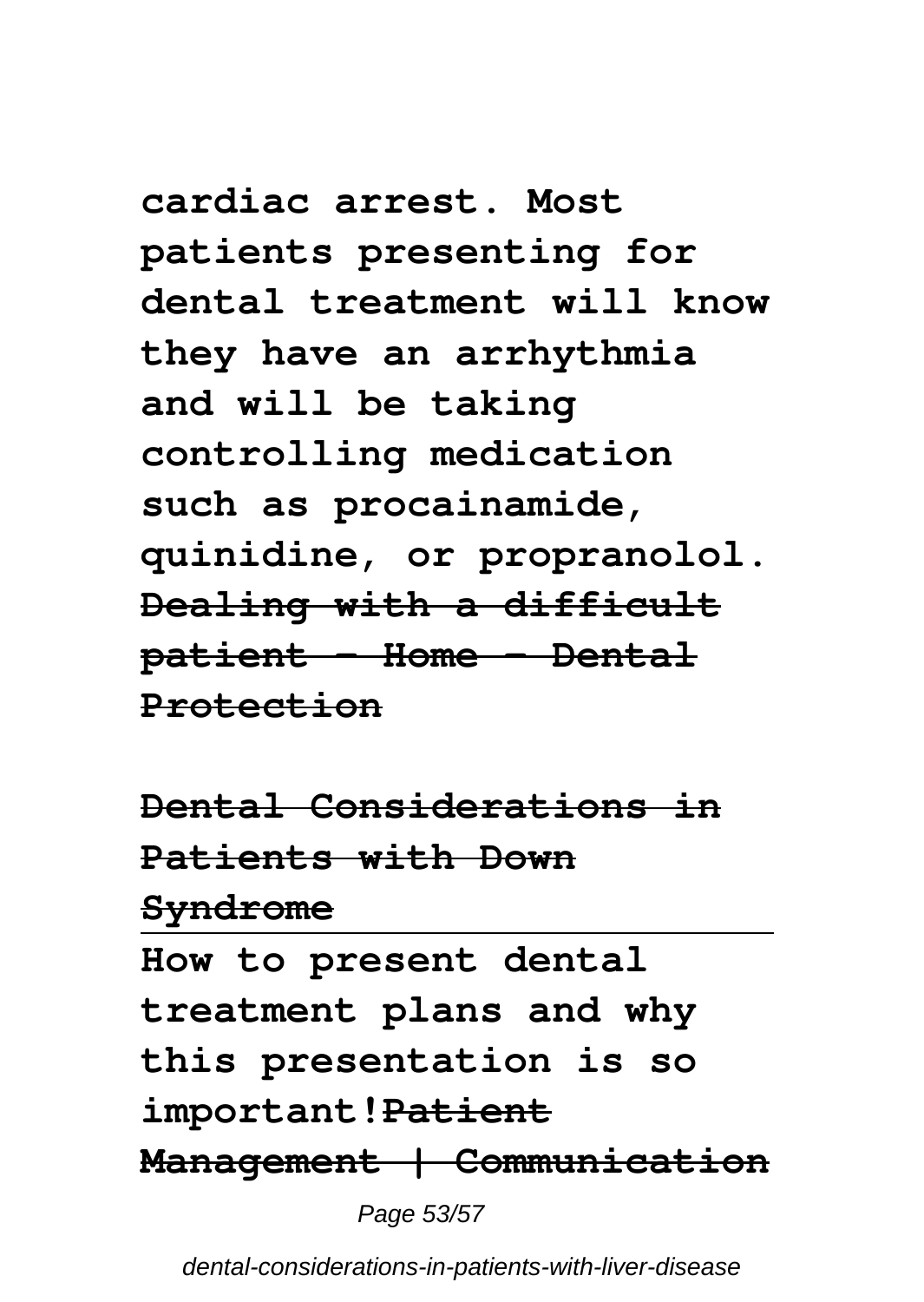**cardiac arrest. Most patients presenting for dental treatment will know they have an arrhythmia and will be taking controlling medication such as procainamide, quinidine, or propranolol.** ~~**Dealing with a difficult patient - Home - Dental Protection**~~

~~**Dental Considerations in Patients with Down Syndrome**~~

---

**How to present dental treatment plans and why this presentation is so important!**~~**Patient Management | Communication**~~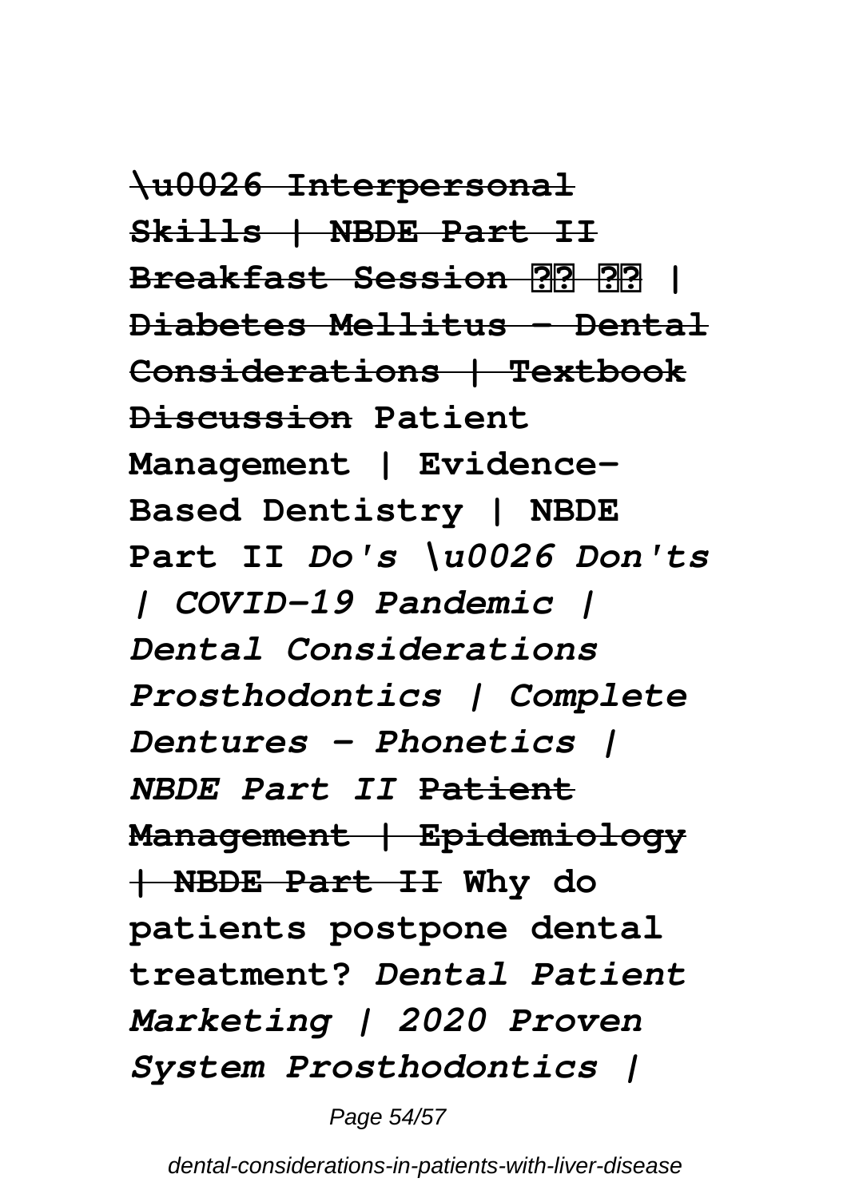**~~\u0026 Interpersonal Skills | NBDE Part II Breakfast Session ?? ?? | Diabetes Mellitus - Dental Considerations | Textbook Discussion~~ Patient Management | Evidence-Based Dentistry | NBDE Part II** ***Do's \u0026 Don'ts | COVID-19 Pandemic | Dental Considerations Prosthodontics | Complete Dentures - Phonetics | NBDE Part II*** **~~Patient Management | Epidemiology | NBDE Part II~~ Why do patients postpone dental treatment?** ***Dental Patient Marketing | 2020 Proven System Prosthodontics |***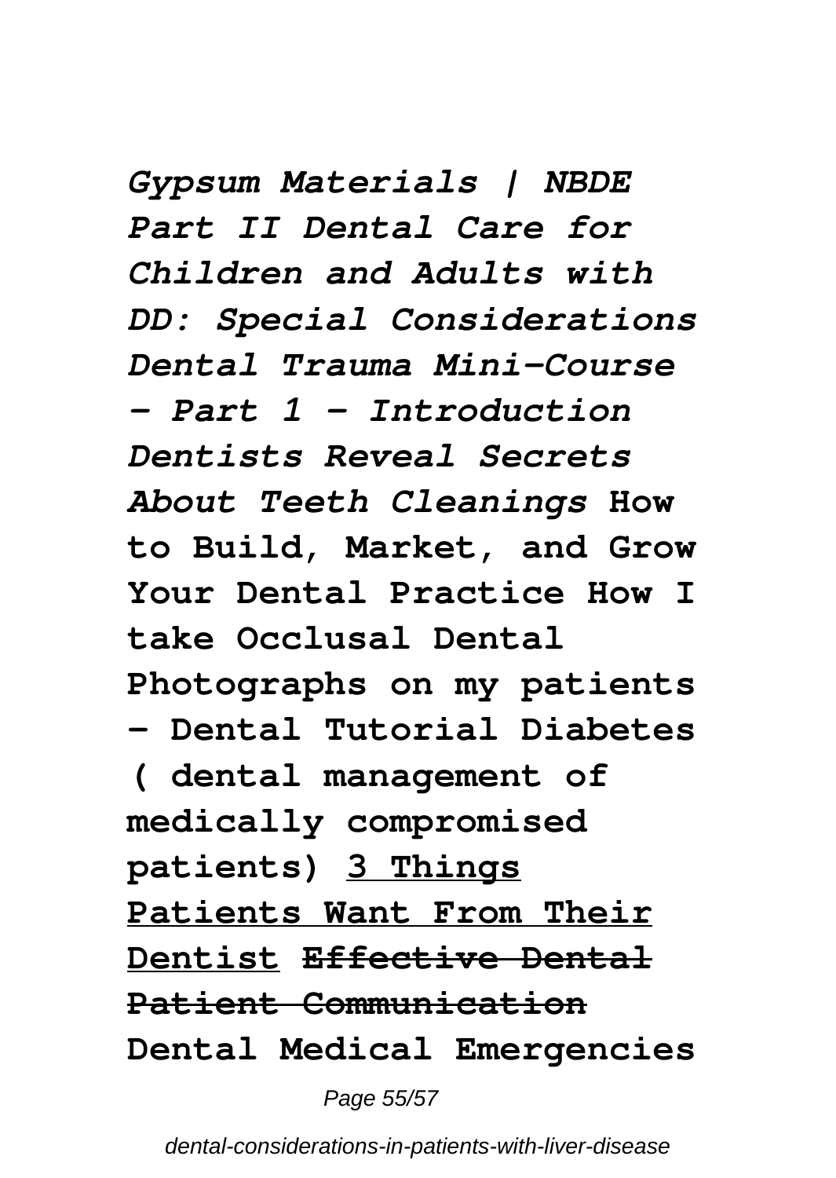***Gypsum Materials | NBDE Part II Dental Care for Children and Adults with DD: Special Considerations Dental Trauma Mini-Course - Part 1 - Introduction Dentists Reveal Secrets About Teeth Cleanings*** **How to Build, Market, and Grow Your Dental Practice How I take Occlusal Dental Photographs on my patients - Dental Tutorial Diabetes ( dental management of medically compromised patients)** **3 Things Patients Want From Their Dentist** **~~Effective Dental Patient Communication~~** **Dental Medical Emergencies**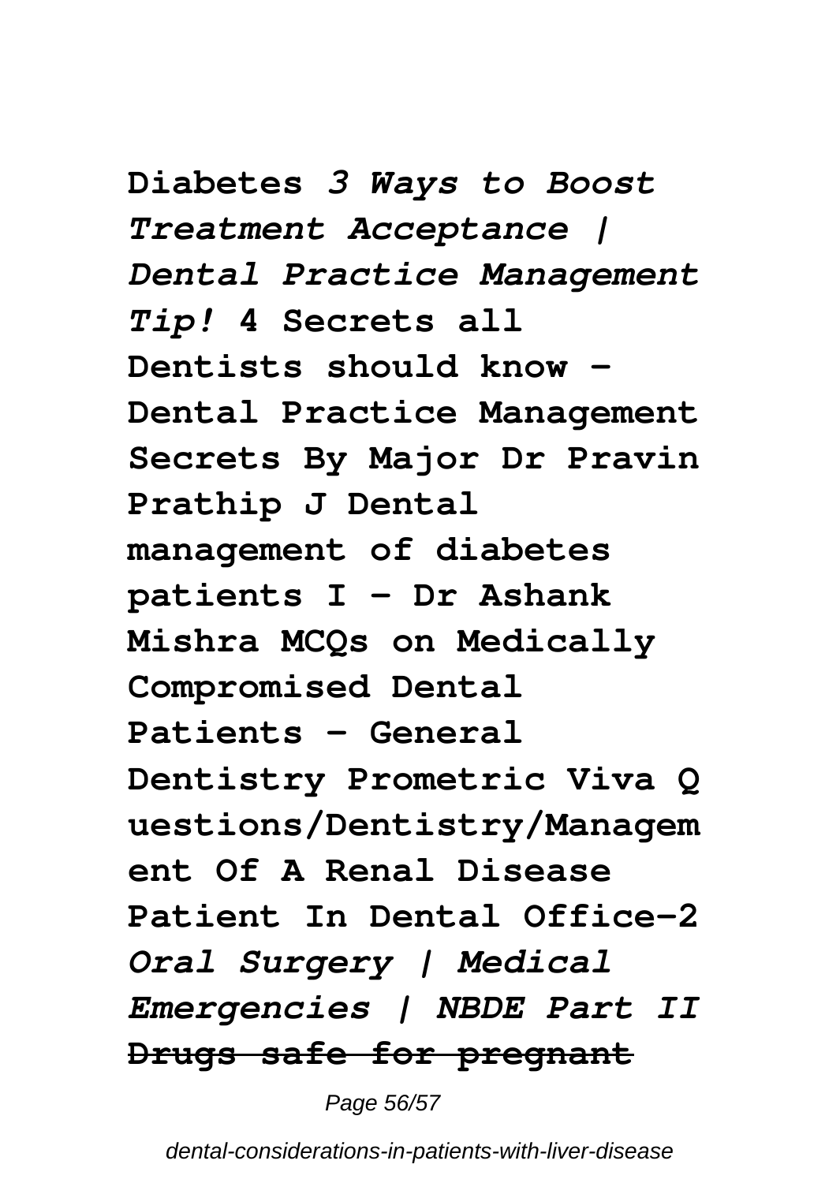**Diabetes** *3 Ways to Boost Treatment Acceptance | Dental Practice Management Tip!* **4 Secrets all Dentists should know - Dental Practice Management Secrets By Major Dr Pravin Prathip J Dental management of diabetes patients I - Dr Ashank Mishra MCQs on Medically Compromised Dental Patients - General Dentistry Prometric Viva Questions/Dentistry/Management Of A Renal Disease Patient In Dental Office-2** *Oral Surgery | Medical Emergencies | NBDE Part II* **~~Drugs safe for pregnant~~**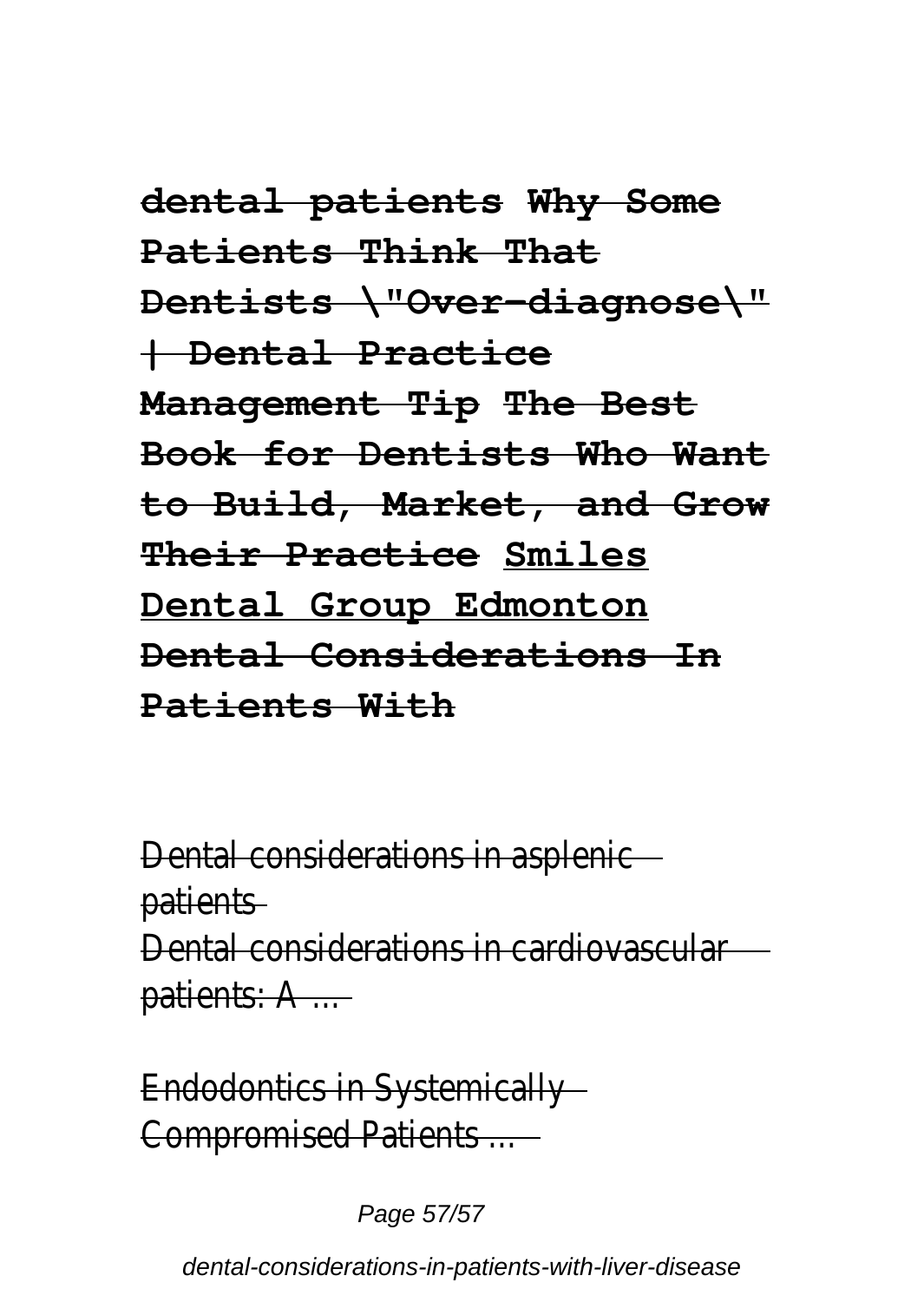**dental patients Why Some Patients Think That Dentists \"Over-diagnose\" | Dental Practice Management Tip The Best Book for Dentists Who Want to Build, Market, and Grow Their Practice Smiles Dental Group Edmonton Dental Considerations In Patients With**

Dental considerations in asplenic patients
Dental considerations in cardiovascular patients: A ...

Endodontics in Systemically Compromised Patients ...